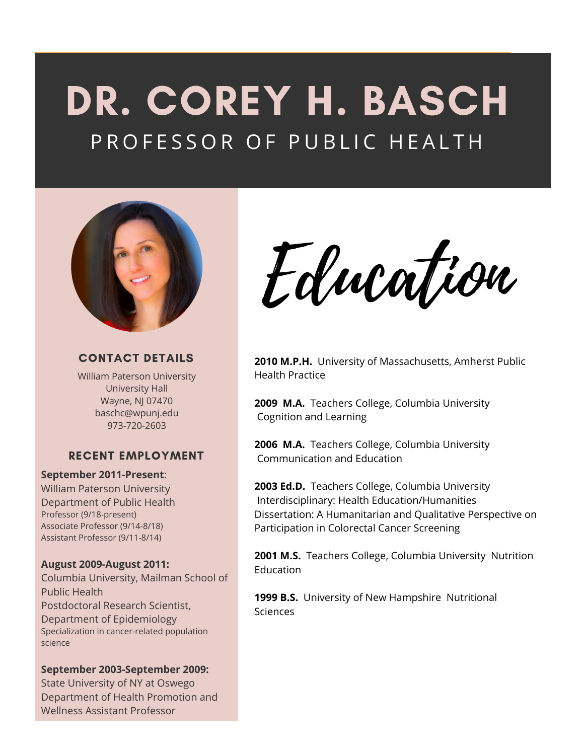# DR. COREY H. BASCH

## PROFESSOR OF PUBLIC HEALTH

### CONTACT DETAILS

William Paterson University
University Hall
Wayne, NJ 07470
baschc@wpunj.edu
973-720-2603

### RECENT EMPLOYMENT

**September 2011-Present**:
William Paterson University
Department of Public Health
Professor (9/18-present)
Associate Professor (9/14-8/18)
Assistant Professor (9/11-8/14)

**August 2009-August 2011:**
Columbia University, Mailman School of Public Health
Postdoctoral Research Scientist, Department of Epidemiology
Specialization in cancer-related population science

**September 2003-September 2009:**
State University of NY at Oswego
Department of Health Promotion and Wellness Assistant Professor

## Education

**2010 M.P.H.** University of Massachusetts, Amherst Public Health Practice

**2009 M.A.** Teachers College, Columbia University Cognition and Learning

**2006 M.A.** Teachers College, Columbia University Communication and Education

**2003 Ed.D.** Teachers College, Columbia University Interdisciplinary: Health Education/Humanities
Dissertation: A Humanitarian and Qualitative Perspective on Participation in Colorectal Cancer Screening

**2001 M.S.** Teachers College, Columbia University Nutrition Education

**1999 B.S.** University of New Hampshire Nutritional Sciences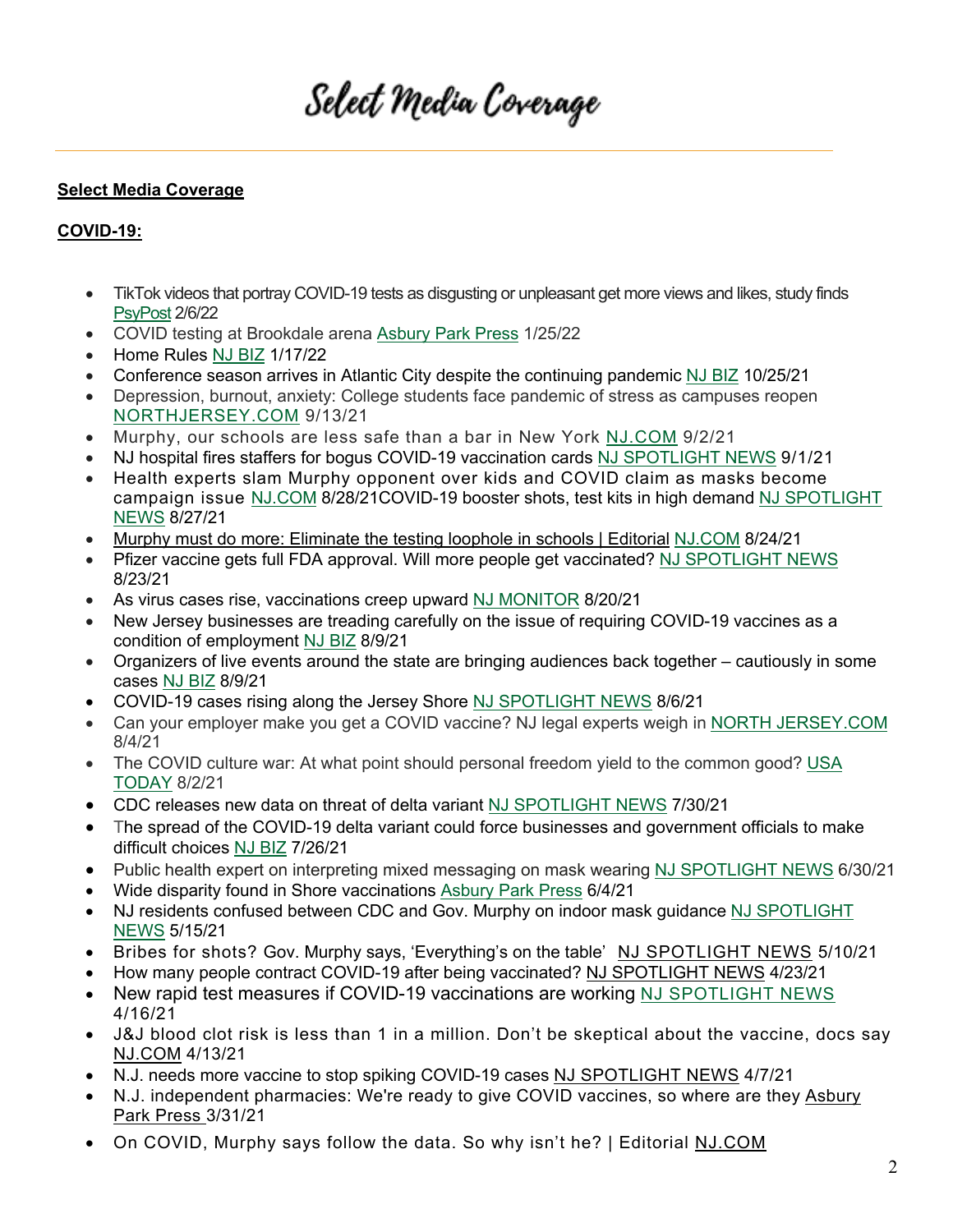# Select Media Coverage

**Select Media Coverage**

**COVID-19:**

- TikTok videos that portray COVID-19 tests as disgusting or unpleasant get more views and likes, study finds PsyPost 2/6/22
- COVID testing at Brookdale arena Asbury Park Press 1/25/22
- Home Rules NJ BIZ 1/17/22
- Conference season arrives in Atlantic City despite the continuing pandemic NJ BIZ 10/25/21
- Depression, burnout, anxiety: College students face pandemic of stress as campuses reopen NORTHJERSEY.COM 9/13/21
- Murphy, our schools are less safe than a bar in New York NJ.COM 9/2/21
- NJ hospital fires staffers for bogus COVID-19 vaccination cards NJ SPOTLIGHT NEWS 9/1/21
- Health experts slam Murphy opponent over kids and COVID claim as masks become campaign issue NJ.COM 8/28/21COVID-19 booster shots, test kits in high demand NJ SPOTLIGHT NEWS 8/27/21
- Murphy must do more: Eliminate the testing loophole in schools | Editorial NJ.COM 8/24/21
- Pfizer vaccine gets full FDA approval. Will more people get vaccinated? NJ SPOTLIGHT NEWS 8/23/21
- As virus cases rise, vaccinations creep upward NJ MONITOR 8/20/21
- New Jersey businesses are treading carefully on the issue of requiring COVID-19 vaccines as a condition of employment NJ BIZ 8/9/21
- Organizers of live events around the state are bringing audiences back together – cautiously in some cases NJ BIZ 8/9/21
- COVID-19 cases rising along the Jersey Shore NJ SPOTLIGHT NEWS 8/6/21
- Can your employer make you get a COVID vaccine? NJ legal experts weigh in NORTH JERSEY.COM 8/4/21
- The COVID culture war: At what point should personal freedom yield to the common good? USA TODAY 8/2/21
- CDC releases new data on threat of delta variant NJ SPOTLIGHT NEWS 7/30/21
- The spread of the COVID-19 delta variant could force businesses and government officials to make difficult choices NJ BIZ 7/26/21
- Public health expert on interpreting mixed messaging on mask wearing NJ SPOTLIGHT NEWS 6/30/21
- Wide disparity found in Shore vaccinations Asbury Park Press 6/4/21
- NJ residents confused between CDC and Gov. Murphy on indoor mask guidance NJ SPOTLIGHT NEWS 5/15/21
- Bribes for shots? Gov. Murphy says, 'Everything's on the table' NJ SPOTLIGHT NEWS 5/10/21
- How many people contract COVID-19 after being vaccinated? NJ SPOTLIGHT NEWS 4/23/21
- New rapid test measures if COVID-19 vaccinations are working NJ SPOTLIGHT NEWS 4/16/21
- J&J blood clot risk is less than 1 in a million. Don't be skeptical about the vaccine, docs say NJ.COM 4/13/21
- N.J. needs more vaccine to stop spiking COVID-19 cases NJ SPOTLIGHT NEWS 4/7/21
- N.J. independent pharmacies: We're ready to give COVID vaccines, so where are they Asbury Park Press 3/31/21
- On COVID, Murphy says follow the data. So why isn't he? | Editorial NJ.COM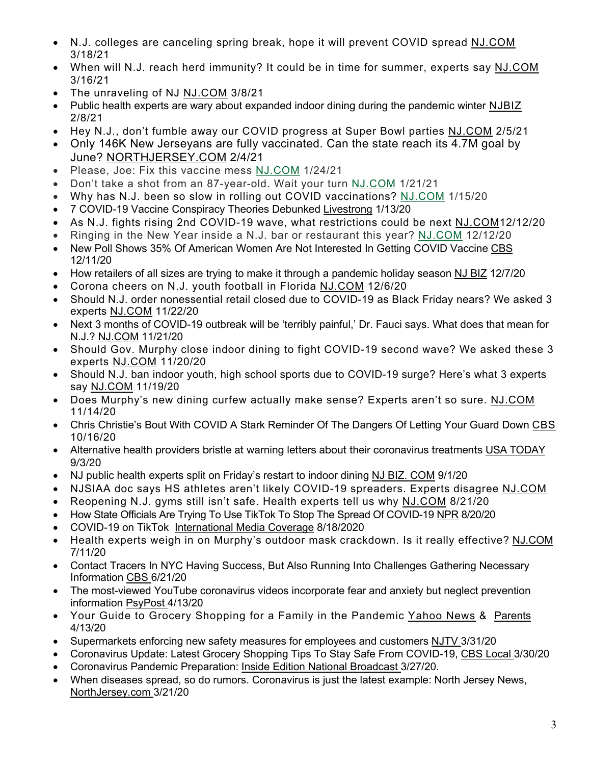- N.J. colleges are canceling spring break, hope it will prevent COVID spread NJ.COM 3/18/21
- When will N.J. reach herd immunity? It could be in time for summer, experts say NJ.COM 3/16/21
- The unraveling of NJ NJ.COM 3/8/21
- Public health experts are wary about expanded indoor dining during the pandemic winter NJBIZ 2/8/21
- Hey N.J., don't fumble away our COVID progress at Super Bowl parties NJ.COM 2/5/21
- Only 146K New Jerseyans are fully vaccinated. Can the state reach its 4.7M goal by June? NORTHJERSEY.COM 2/4/21
- Please, Joe: Fix this vaccine mess NJ.COM 1/24/21
- Don't take a shot from an 87-year-old. Wait your turn NJ.COM 1/21/21
- Why has N.J. been so slow in rolling out COVID vaccinations? NJ.COM 1/15/20
- 7 COVID-19 Vaccine Conspiracy Theories Debunked Livestrong 1/13/20
- As N.J. fights rising 2nd COVID-19 wave, what restrictions could be next NJ.COM12/12/20
- Ringing in the New Year inside a N.J. bar or restaurant this year? NJ.COM 12/12/20
- New Poll Shows 35% Of American Women Are Not Interested In Getting COVID Vaccine CBS 12/11/20
- How retailers of all sizes are trying to make it through a pandemic holiday season NJ BIZ 12/7/20
- Corona cheers on N.J. youth football in Florida NJ.COM 12/6/20
- Should N.J. order nonessential retail closed due to COVID-19 as Black Friday nears? We asked 3 experts NJ.COM 11/22/20
- Next 3 months of COVID-19 outbreak will be 'terribly painful,' Dr. Fauci says. What does that mean for N.J.? NJ.COM 11/21/20
- Should Gov. Murphy close indoor dining to fight COVID-19 second wave? We asked these 3 experts NJ.COM 11/20/20
- Should N.J. ban indoor youth, high school sports due to COVID-19 surge? Here's what 3 experts say NJ.COM 11/19/20
- Does Murphy's new dining curfew actually make sense? Experts aren't so sure. NJ.COM 11/14/20
- Chris Christie's Bout With COVID A Stark Reminder Of The Dangers Of Letting Your Guard Down CBS 10/16/20
- Alternative health providers bristle at warning letters about their coronavirus treatments USA TODAY 9/3/20
- NJ public health experts split on Friday's restart to indoor dining NJ BIZ. COM 9/1/20
- NJSIAA doc says HS athletes aren't likely COVID-19 spreaders. Experts disagree NJ.COM
- Reopening N.J. gyms still isn't safe. Health experts tell us why NJ.COM 8/21/20
- How State Officials Are Trying To Use TikTok To Stop The Spread Of COVID-19 NPR 8/20/20
- COVID-19 on TikTok International Media Coverage 8/18/2020
- Health experts weigh in on Murphy's outdoor mask crackdown. Is it really effective? NJ.COM 7/11/20
- Contact Tracers In NYC Having Success, But Also Running Into Challenges Gathering Necessary Information CBS 6/21/20
- The most-viewed YouTube coronavirus videos incorporate fear and anxiety but neglect prevention information PsyPost 4/13/20
- Your Guide to Grocery Shopping for a Family in the Pandemic Yahoo News & Parents 4/13/20
- Supermarkets enforcing new safety measures for employees and customers NJTV 3/31/20
- Coronavirus Update: Latest Grocery Shopping Tips To Stay Safe From COVID-19, CBS Local 3/30/20
- Coronavirus Pandemic Preparation: Inside Edition National Broadcast 3/27/20.
- When diseases spread, so do rumors. Coronavirus is just the latest example: North Jersey News, NorthJersey.com 3/21/20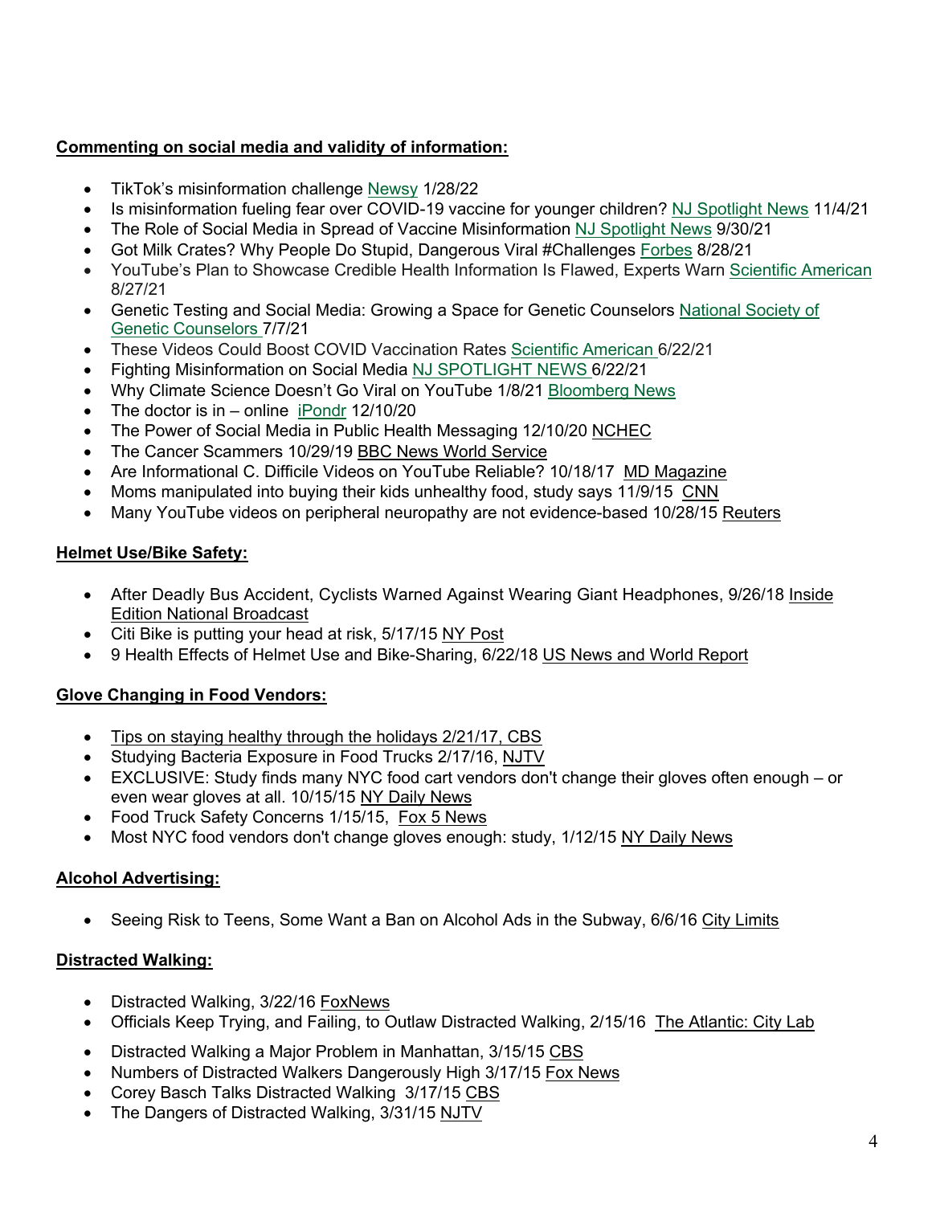**Commenting on social media and validity of information:**

- TikTok's misinformation challenge Newsy 1/28/22
- Is misinformation fueling fear over COVID-19 vaccine for younger children? NJ Spotlight News 11/4/21
- The Role of Social Media in Spread of Vaccine Misinformation NJ Spotlight News 9/30/21
- Got Milk Crates? Why People Do Stupid, Dangerous Viral #Challenges Forbes 8/28/21
- YouTube's Plan to Showcase Credible Health Information Is Flawed, Experts Warn Scientific American 8/27/21
- Genetic Testing and Social Media: Growing a Space for Genetic Counselors National Society of Genetic Counselors 7/7/21
- These Videos Could Boost COVID Vaccination Rates Scientific American 6/22/21
- Fighting Misinformation on Social Media NJ SPOTLIGHT NEWS 6/22/21
- Why Climate Science Doesn't Go Viral on YouTube 1/8/21 Bloomberg News
- The doctor is in – online iPondr 12/10/20
- The Power of Social Media in Public Health Messaging 12/10/20 NCHEC
- The Cancer Scammers 10/29/19 BBC News World Service
- Are Informational C. Difficile Videos on YouTube Reliable? 10/18/17 MD Magazine
- Moms manipulated into buying their kids unhealthy food, study says 11/9/15 CNN
- Many YouTube videos on peripheral neuropathy are not evidence-based 10/28/15 Reuters

**Helmet Use/Bike Safety:**

- After Deadly Bus Accident, Cyclists Warned Against Wearing Giant Headphones, 9/26/18 Inside Edition National Broadcast
- Citi Bike is putting your head at risk, 5/17/15 NY Post
- 9 Health Effects of Helmet Use and Bike-Sharing, 6/22/18 US News and World Report

**Glove Changing in Food Vendors:**

- Tips on staying healthy through the holidays 2/21/17, CBS
- Studying Bacteria Exposure in Food Trucks 2/17/16, NJTV
- EXCLUSIVE: Study finds many NYC food cart vendors don't change their gloves often enough – or even wear gloves at all. 10/15/15 NY Daily News
- Food Truck Safety Concerns 1/15/15, Fox 5 News
- Most NYC food vendors don't change gloves enough: study, 1/12/15 NY Daily News

**Alcohol Advertising:**

- Seeing Risk to Teens, Some Want a Ban on Alcohol Ads in the Subway, 6/6/16 City Limits

**Distracted Walking:**

- Distracted Walking, 3/22/16 FoxNews
- Officials Keep Trying, and Failing, to Outlaw Distracted Walking, 2/15/16 The Atlantic: City Lab
- Distracted Walking a Major Problem in Manhattan, 3/15/15 CBS
- Numbers of Distracted Walkers Dangerously High 3/17/15 Fox News
- Corey Basch Talks Distracted Walking 3/17/15 CBS
- The Dangers of Distracted Walking, 3/31/15 NJTV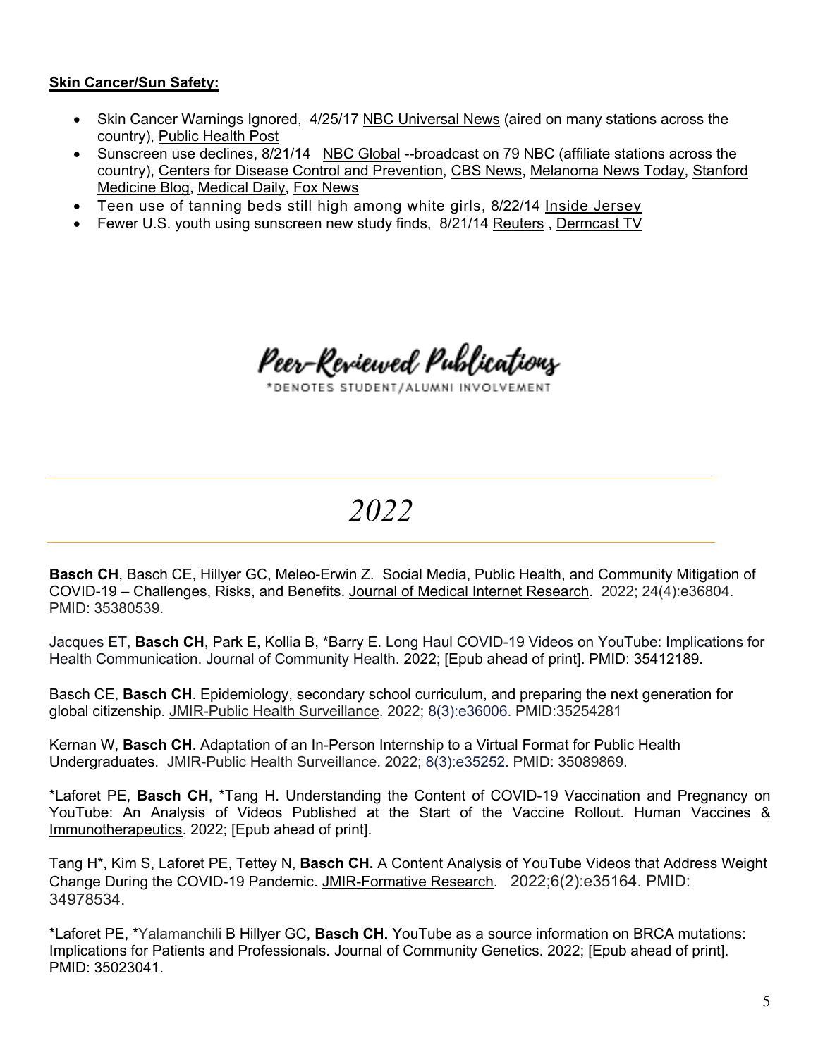**Skin Cancer/Sun Safety:**

- Skin Cancer Warnings Ignored, 4/25/17 NBC Universal News (aired on many stations across the country), Public Health Post
- Sunscreen use declines, 8/21/14 NBC Global --broadcast on 79 NBC (affiliate stations across the country), Centers for Disease Control and Prevention, CBS News, Melanoma News Today, Stanford Medicine Blog, Medical Daily, Fox News
- Teen use of tanning beds still high among white girls, 8/22/14 Inside Jersey
- Fewer U.S. youth using sunscreen new study finds, 8/21/14 Reuters , Dermcast TV

# Peer-Reviewed Publications

*DENOTES STUDENT/ALUMNI INVOLVEMENT

## *2022*

**Basch CH**, Basch CE, Hillyer GC, Meleo-Erwin Z. Social Media, Public Health, and Community Mitigation of COVID-19 – Challenges, Risks, and Benefits. Journal of Medical Internet Research. 2022; 24(4):e36804. PMID: 35380539.

Jacques ET, **Basch CH**, Park E, Kollia B, *Barry E. Long Haul COVID-19 Videos on YouTube: Implications for Health Communication. Journal of Community Health. 2022; [Epub ahead of print]. PMID: 35412189.

Basch CE, **Basch CH**. Epidemiology, secondary school curriculum, and preparing the next generation for global citizenship. JMIR-Public Health Surveillance. 2022; 8(3):e36006. PMID:35254281

Kernan W, **Basch CH**. Adaptation of an In-Person Internship to a Virtual Format for Public Health Undergraduates. JMIR-Public Health Surveillance. 2022; 8(3):e35252. PMID: 35089869.

*Laforet PE, **Basch CH**, *Tang H. Understanding the Content of COVID-19 Vaccination and Pregnancy on YouTube: An Analysis of Videos Published at the Start of the Vaccine Rollout. Human Vaccines & Immunotherapeutics. 2022; [Epub ahead of print].

Tang H*, Kim S, Laforet PE, Tettey N, **Basch CH.** A Content Analysis of YouTube Videos that Address Weight Change During the COVID-19 Pandemic. JMIR-Formative Research. 2022;6(2):e35164. PMID: 34978534.

*Laforet PE, *Yalamanchili B Hillyer GC, **Basch CH.** YouTube as a source information on BRCA mutations: Implications for Patients and Professionals. Journal of Community Genetics. 2022; [Epub ahead of print]. PMID: 35023041.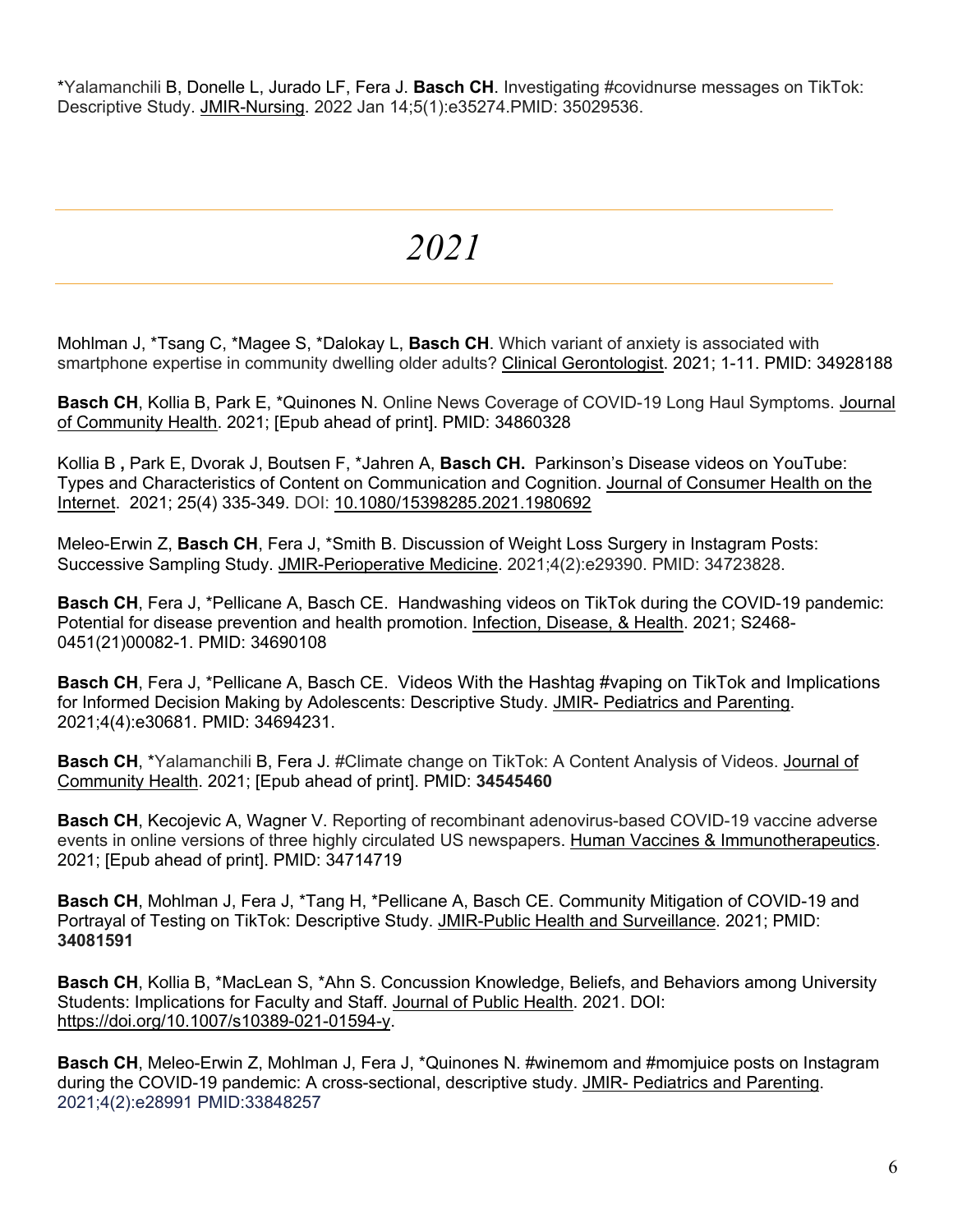*Yalamanchili B, Donelle L, Jurado LF, Fera J. **Basch CH**. Investigating #covidnurse messages on TikTok: Descriptive Study. JMIR-Nursing. 2022 Jan 14;5(1):e35274.PMID: 35029536.

---

# *2021*

---

Mohlman J, *Tsang C, *Magee S, *Dalokay L, **Basch CH**. Which variant of anxiety is associated with smartphone expertise in community dwelling older adults? Clinical Gerontologist. 2021; 1-11. PMID: 34928188

**Basch CH**, Kollia B, Park E, *Quinones N. Online News Coverage of COVID-19 Long Haul Symptoms. Journal of Community Health. 2021; [Epub ahead of print]. PMID: 34860328

Kollia B **,** Park E, Dvorak J, Boutsen F, *Jahren A, **Basch CH.** Parkinson's Disease videos on YouTube: Types and Characteristics of Content on Communication and Cognition. Journal of Consumer Health on the Internet. 2021; 25(4) 335-349. DOI: 10.1080/15398285.2021.1980692

Meleo-Erwin Z, **Basch CH**, Fera J, *Smith B. Discussion of Weight Loss Surgery in Instagram Posts: Successive Sampling Study. JMIR-Perioperative Medicine. 2021;4(2):e29390. PMID: 34723828.

**Basch CH**, Fera J, *Pellicane A, Basch CE. Handwashing videos on TikTok during the COVID-19 pandemic: Potential for disease prevention and health promotion. Infection, Disease, & Health. 2021; S2468-0451(21)00082-1. PMID: 34690108

**Basch CH**, Fera J, *Pellicane A, Basch CE. Videos With the Hashtag #vaping on TikTok and Implications for Informed Decision Making by Adolescents: Descriptive Study. JMIR- Pediatrics and Parenting. 2021;4(4):e30681. PMID: 34694231.

**Basch CH**, *Yalamanchili B, Fera J. #Climate change on TikTok: A Content Analysis of Videos. Journal of Community Health. 2021; [Epub ahead of print]. PMID: **34545460**

**Basch CH**, Kecojevic A, Wagner V. Reporting of recombinant adenovirus-based COVID-19 vaccine adverse events in online versions of three highly circulated US newspapers. Human Vaccines & Immunotherapeutics. 2021; [Epub ahead of print]. PMID: 34714719

**Basch CH**, Mohlman J, Fera J, *Tang H, *Pellicane A, Basch CE. Community Mitigation of COVID-19 and Portrayal of Testing on TikTok: Descriptive Study. JMIR-Public Health and Surveillance. 2021; PMID: **34081591**

**Basch CH**, Kollia B, *MacLean S, *Ahn S. Concussion Knowledge, Beliefs, and Behaviors among University Students: Implications for Faculty and Staff. Journal of Public Health. 2021. DOI: https://doi.org/10.1007/s10389-021-01594-y.

**Basch CH**, Meleo-Erwin Z, Mohlman J, Fera J, *Quinones N. #winemom and #momjuice posts on Instagram during the COVID-19 pandemic: A cross-sectional, descriptive study. JMIR- Pediatrics and Parenting. 2021;4(2):e28991 PMID:33848257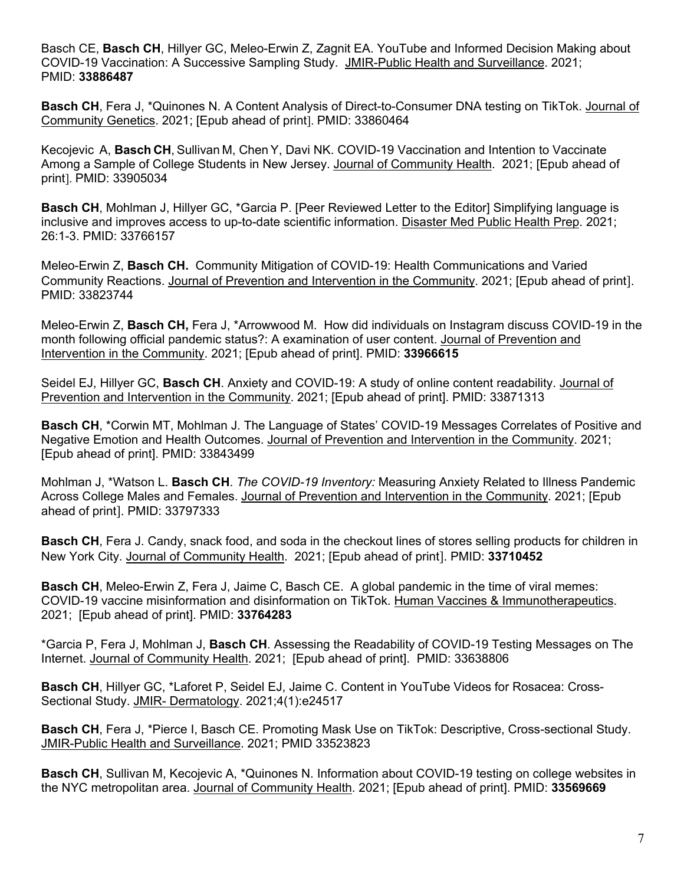Basch CE, **Basch CH**, Hillyer GC, Meleo-Erwin Z, Zagnit EA. YouTube and Informed Decision Making about COVID-19 Vaccination: A Successive Sampling Study. JMIR-Public Health and Surveillance. 2021; PMID: **33886487**

**Basch CH**, Fera J, *Quinones N. A Content Analysis of Direct-to-Consumer DNA testing on TikTok. Journal of Community Genetics. 2021; [Epub ahead of print]. PMID: 33860464

Kecojevic A, **Basch CH**, Sullivan M, Chen Y, Davi NK. COVID-19 Vaccination and Intention to Vaccinate Among a Sample of College Students in New Jersey. Journal of Community Health. 2021; [Epub ahead of print]. PMID: 33905034

**Basch CH**, Mohlman J, Hillyer GC, *Garcia P. [Peer Reviewed Letter to the Editor] Simplifying language is inclusive and improves access to up-to-date scientific information. Disaster Med Public Health Prep. 2021; 26:1-3. PMID: 33766157

Meleo-Erwin Z, **Basch CH.** Community Mitigation of COVID-19: Health Communications and Varied Community Reactions. Journal of Prevention and Intervention in the Community. 2021; [Epub ahead of print]. PMID: 33823744

Meleo-Erwin Z, **Basch CH,** Fera J, *Arrowwood M. How did individuals on Instagram discuss COVID-19 in the month following official pandemic status?: A examination of user content. Journal of Prevention and Intervention in the Community. 2021; [Epub ahead of print]. PMID: **33966615**

Seidel EJ, Hillyer GC, **Basch CH**. Anxiety and COVID-19: A study of online content readability. Journal of Prevention and Intervention in the Community. 2021; [Epub ahead of print]. PMID: 33871313

**Basch CH**, *Corwin MT, Mohlman J. The Language of States' COVID-19 Messages Correlates of Positive and Negative Emotion and Health Outcomes. Journal of Prevention and Intervention in the Community. 2021; [Epub ahead of print]. PMID: 33843499

Mohlman J, *Watson L. **Basch CH**. *The COVID-19 Inventory:* Measuring Anxiety Related to Illness Pandemic Across College Males and Females. Journal of Prevention and Intervention in the Community. 2021; [Epub ahead of print]. PMID: 33797333

**Basch CH**, Fera J. Candy, snack food, and soda in the checkout lines of stores selling products for children in New York City. Journal of Community Health. 2021; [Epub ahead of print]. PMID: **33710452**

**Basch CH**, Meleo-Erwin Z, Fera J, Jaime C, Basch CE. A global pandemic in the time of viral memes: COVID-19 vaccine misinformation and disinformation on TikTok. Human Vaccines & Immunotherapeutics. 2021; [Epub ahead of print]. PMID: **33764283**

*Garcia P, Fera J, Mohlman J, **Basch CH**. Assessing the Readability of COVID-19 Testing Messages on The Internet. Journal of Community Health. 2021; [Epub ahead of print]. PMID: 33638806

**Basch CH**, Hillyer GC, *Laforet P, Seidel EJ, Jaime C. Content in YouTube Videos for Rosacea: Cross-Sectional Study. JMIR- Dermatology. 2021;4(1):e24517

**Basch CH**, Fera J, *Pierce I, Basch CE. Promoting Mask Use on TikTok: Descriptive, Cross-sectional Study. JMIR-Public Health and Surveillance. 2021; PMID 33523823

**Basch CH**, Sullivan M, Kecojevic A, *Quinones N. Information about COVID-19 testing on college websites in the NYC metropolitan area. Journal of Community Health. 2021; [Epub ahead of print]. PMID: **33569669**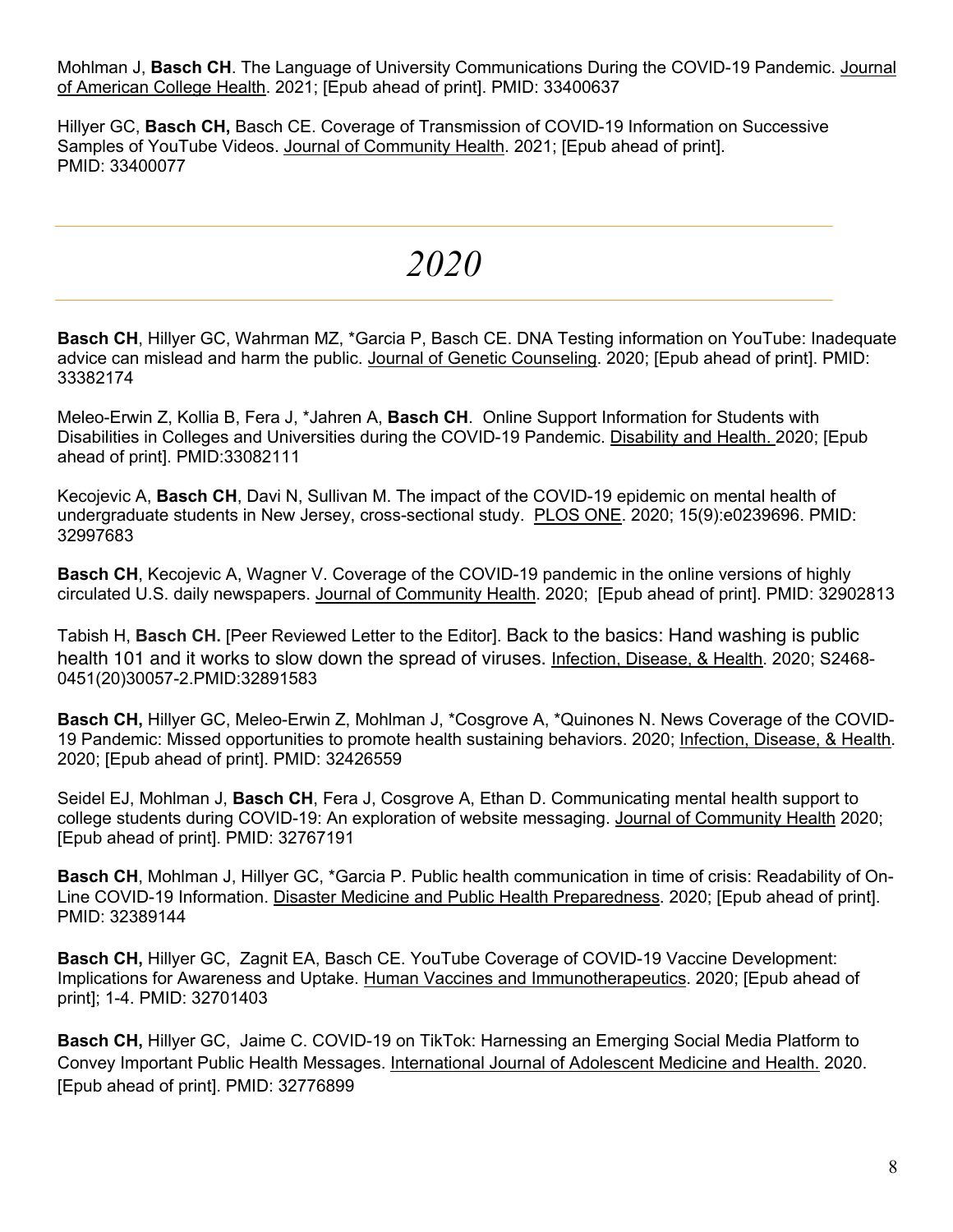Mohlman J, **Basch CH**. The Language of University Communications During the COVID-19 Pandemic. Journal of American College Health. 2021; [Epub ahead of print]. PMID: 33400637

Hillyer GC, **Basch CH,** Basch CE. Coverage of Transmission of COVID-19 Information on Successive Samples of YouTube Videos. Journal of Community Health. 2021; [Epub ahead of print]. PMID: 33400077

# *2020*

**Basch CH**, Hillyer GC, Wahrman MZ, *Garcia P, Basch CE. DNA Testing information on YouTube: Inadequate advice can mislead and harm the public. Journal of Genetic Counseling. 2020; [Epub ahead of print]. PMID: 33382174

Meleo-Erwin Z, Kollia B, Fera J, *Jahren A, **Basch CH**. Online Support Information for Students with Disabilities in Colleges and Universities during the COVID-19 Pandemic. Disability and Health. 2020; [Epub ahead of print]. PMID:33082111

Kecojevic A, **Basch CH**, Davi N, Sullivan M. The impact of the COVID-19 epidemic on mental health of undergraduate students in New Jersey, cross-sectional study. PLOS ONE. 2020; 15(9):e0239696. PMID: 32997683

**Basch CH**, Kecojevic A, Wagner V. Coverage of the COVID-19 pandemic in the online versions of highly circulated U.S. daily newspapers. Journal of Community Health. 2020; [Epub ahead of print]. PMID: 32902813

Tabish H, **Basch CH.** [Peer Reviewed Letter to the Editor]. Back to the basics: Hand washing is public health 101 and it works to slow down the spread of viruses. Infection, Disease, & Health. 2020; S2468-0451(20)30057-2.PMID:32891583

**Basch CH,** Hillyer GC, Meleo-Erwin Z, Mohlman J, *Cosgrove A, *Quinones N. News Coverage of the COVID-19 Pandemic: Missed opportunities to promote health sustaining behaviors. 2020; Infection, Disease, & Health. 2020; [Epub ahead of print]. PMID: 32426559

Seidel EJ, Mohlman J, **Basch CH**, Fera J, Cosgrove A, Ethan D. Communicating mental health support to college students during COVID-19: An exploration of website messaging. Journal of Community Health 2020; [Epub ahead of print]. PMID: 32767191

**Basch CH**, Mohlman J, Hillyer GC, *Garcia P. Public health communication in time of crisis: Readability of On-Line COVID-19 Information. Disaster Medicine and Public Health Preparedness. 2020; [Epub ahead of print]. PMID: 32389144

**Basch CH,** Hillyer GC, Zagnit EA, Basch CE. YouTube Coverage of COVID-19 Vaccine Development: Implications for Awareness and Uptake. Human Vaccines and Immunotherapeutics. 2020; [Epub ahead of print]; 1-4. PMID: 32701403

**Basch CH,** Hillyer GC, Jaime C. COVID-19 on TikTok: Harnessing an Emerging Social Media Platform to Convey Important Public Health Messages. International Journal of Adolescent Medicine and Health. 2020. [Epub ahead of print]. PMID: 32776899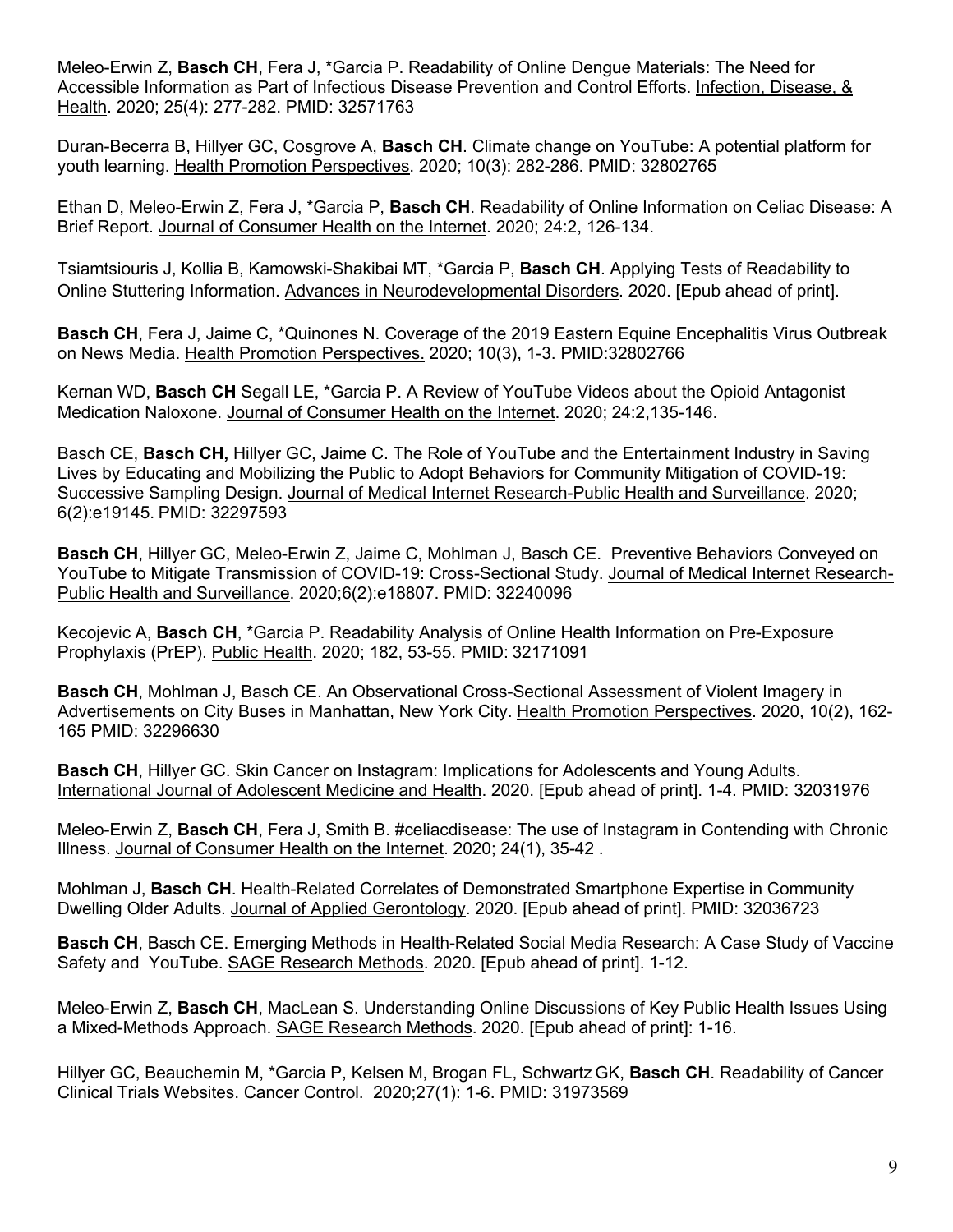Meleo-Erwin Z, **Basch CH**, Fera J, *Garcia P. Readability of Online Dengue Materials: The Need for Accessible Information as Part of Infectious Disease Prevention and Control Efforts. Infection, Disease, & Health. 2020; 25(4): 277-282. PMID: 32571763

Duran-Becerra B, Hillyer GC, Cosgrove A, **Basch CH**. Climate change on YouTube: A potential platform for youth learning. Health Promotion Perspectives. 2020; 10(3): 282-286. PMID: 32802765

Ethan D, Meleo-Erwin Z, Fera J, *Garcia P, **Basch CH**. Readability of Online Information on Celiac Disease: A Brief Report. Journal of Consumer Health on the Internet. 2020; 24:2, 126-134.

Tsiamtsiouris J, Kollia B, Kamowski-Shakibai MT, *Garcia P, **Basch CH**. Applying Tests of Readability to Online Stuttering Information. Advances in Neurodevelopmental Disorders. 2020. [Epub ahead of print].

**Basch CH**, Fera J, Jaime C, *Quinones N. Coverage of the 2019 Eastern Equine Encephalitis Virus Outbreak on News Media. Health Promotion Perspectives. 2020; 10(3), 1-3. PMID:32802766

Kernan WD, **Basch CH** Segall LE, *Garcia P. A Review of YouTube Videos about the Opioid Antagonist Medication Naloxone. Journal of Consumer Health on the Internet. 2020; 24:2,135-146.

Basch CE, **Basch CH,** Hillyer GC, Jaime C. The Role of YouTube and the Entertainment Industry in Saving Lives by Educating and Mobilizing the Public to Adopt Behaviors for Community Mitigation of COVID-19: Successive Sampling Design. Journal of Medical Internet Research-Public Health and Surveillance. 2020; 6(2):e19145. PMID: 32297593

**Basch CH**, Hillyer GC, Meleo-Erwin Z, Jaime C, Mohlman J, Basch CE. Preventive Behaviors Conveyed on YouTube to Mitigate Transmission of COVID-19: Cross-Sectional Study. Journal of Medical Internet Research-Public Health and Surveillance. 2020;6(2):e18807. PMID: 32240096

Kecojevic A, **Basch CH**, *Garcia P. Readability Analysis of Online Health Information on Pre-Exposure Prophylaxis (PrEP). Public Health. 2020; 182, 53-55. PMID: 32171091

**Basch CH**, Mohlman J, Basch CE. An Observational Cross-Sectional Assessment of Violent Imagery in Advertisements on City Buses in Manhattan, New York City. Health Promotion Perspectives. 2020, 10(2), 162-165 PMID: 32296630

**Basch CH**, Hillyer GC. Skin Cancer on Instagram: Implications for Adolescents and Young Adults. International Journal of Adolescent Medicine and Health. 2020. [Epub ahead of print]. 1-4. PMID: 32031976

Meleo-Erwin Z, **Basch CH**, Fera J, Smith B. #celiacdisease: The use of Instagram in Contending with Chronic Illness. Journal of Consumer Health on the Internet. 2020; 24(1), 35-42 .

Mohlman J, **Basch CH**. Health-Related Correlates of Demonstrated Smartphone Expertise in Community Dwelling Older Adults. Journal of Applied Gerontology. 2020. [Epub ahead of print]. PMID: 32036723

**Basch CH**, Basch CE. Emerging Methods in Health-Related Social Media Research: A Case Study of Vaccine Safety and YouTube. SAGE Research Methods. 2020. [Epub ahead of print]. 1-12.

Meleo-Erwin Z, **Basch CH**, MacLean S. Understanding Online Discussions of Key Public Health Issues Using a Mixed-Methods Approach. SAGE Research Methods. 2020. [Epub ahead of print]: 1-16.

Hillyer GC, Beauchemin M, *Garcia P, Kelsen M, Brogan FL, Schwartz GK, **Basch CH**. Readability of Cancer Clinical Trials Websites. Cancer Control. 2020;27(1): 1-6. PMID: 31973569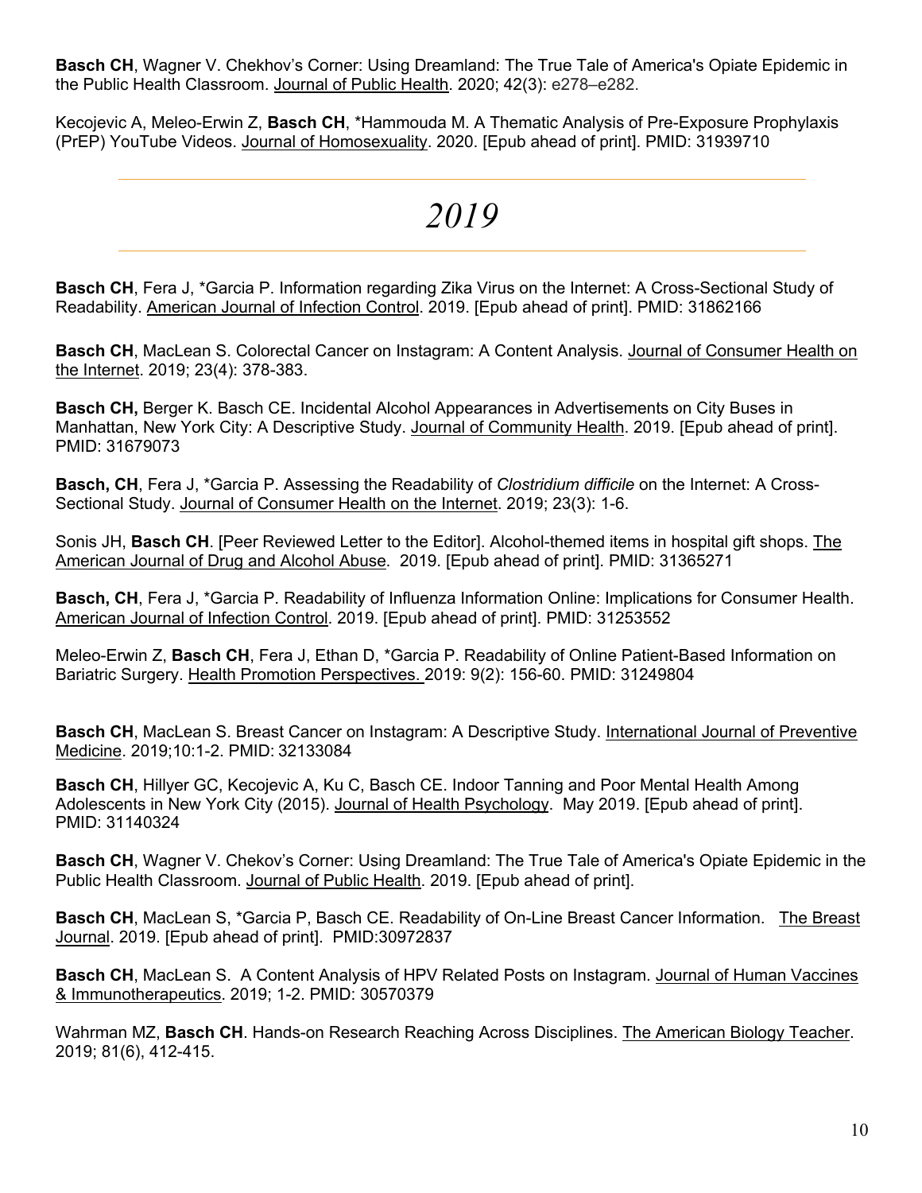**Basch CH**, Wagner V. Chekhov's Corner: Using Dreamland: The True Tale of America's Opiate Epidemic in the Public Health Classroom. Journal of Public Health. 2020; 42(3): e278–e282.

Kecojevic A, Meleo-Erwin Z, **Basch CH**, *Hammouda M. A Thematic Analysis of Pre-Exposure Prophylaxis (PrEP) YouTube Videos. Journal of Homosexuality. 2020. [Epub ahead of print]. PMID: 31939710

---

# *2019*

---

**Basch CH**, Fera J, *Garcia P. Information regarding Zika Virus on the Internet: A Cross-Sectional Study of Readability. American Journal of Infection Control. 2019. [Epub ahead of print]. PMID: 31862166

**Basch CH**, MacLean S. Colorectal Cancer on Instagram: A Content Analysis. Journal of Consumer Health on the Internet. 2019; 23(4): 378-383.

**Basch CH,** Berger K. Basch CE. Incidental Alcohol Appearances in Advertisements on City Buses in Manhattan, New York City: A Descriptive Study. Journal of Community Health. 2019. [Epub ahead of print]. PMID: 31679073

**Basch, CH**, Fera J, *Garcia P. Assessing the Readability of *Clostridium difficile* on the Internet: A Cross-Sectional Study. Journal of Consumer Health on the Internet. 2019; 23(3): 1-6.

Sonis JH, **Basch CH**. [Peer Reviewed Letter to the Editor]. Alcohol-themed items in hospital gift shops. The American Journal of Drug and Alcohol Abuse. 2019. [Epub ahead of print]. PMID: 31365271

**Basch, CH**, Fera J, *Garcia P. Readability of Influenza Information Online: Implications for Consumer Health. American Journal of Infection Control. 2019. [Epub ahead of print]. PMID: 31253552

Meleo-Erwin Z, **Basch CH**, Fera J, Ethan D, *Garcia P. Readability of Online Patient-Based Information on Bariatric Surgery. Health Promotion Perspectives. 2019: 9(2): 156-60. PMID: 31249804

**Basch CH**, MacLean S. Breast Cancer on Instagram: A Descriptive Study. International Journal of Preventive Medicine. 2019;10:1-2. PMID: 32133084

**Basch CH**, Hillyer GC, Kecojevic A, Ku C, Basch CE. Indoor Tanning and Poor Mental Health Among Adolescents in New York City (2015). Journal of Health Psychology. May 2019. [Epub ahead of print]. PMID: 31140324

**Basch CH**, Wagner V. Chekov's Corner: Using Dreamland: The True Tale of America's Opiate Epidemic in the Public Health Classroom. Journal of Public Health. 2019. [Epub ahead of print].

**Basch CH**, MacLean S, *Garcia P, Basch CE. Readability of On-Line Breast Cancer Information. The Breast Journal. 2019. [Epub ahead of print]. PMID:30972837

**Basch CH**, MacLean S. A Content Analysis of HPV Related Posts on Instagram. Journal of Human Vaccines & Immunotherapeutics. 2019; 1-2. PMID: 30570379

Wahrman MZ, **Basch CH**. Hands-on Research Reaching Across Disciplines. The American Biology Teacher. 2019; 81(6), 412-415.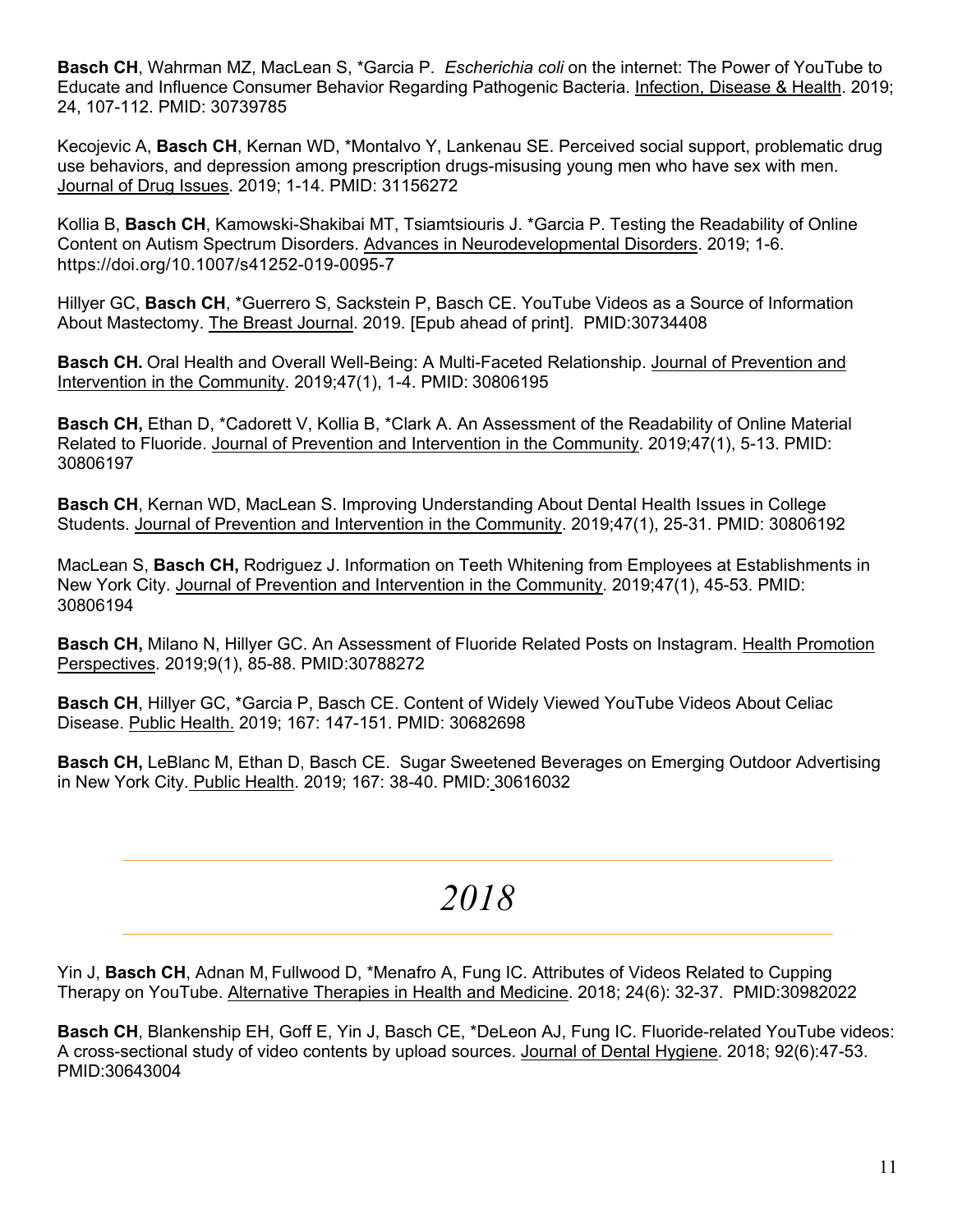**Basch CH**, Wahrman MZ, MacLean S, *Garcia P. *Escherichia coli* on the internet: The Power of YouTube to Educate and Influence Consumer Behavior Regarding Pathogenic Bacteria. Infection, Disease & Health. 2019; 24, 107-112. PMID: 30739785

Kecojevic A, **Basch CH**, Kernan WD, *Montalvo Y, Lankenau SE. Perceived social support, problematic drug use behaviors, and depression among prescription drugs-misusing young men who have sex with men. Journal of Drug Issues. 2019; 1-14. PMID: 31156272

Kollia B, **Basch CH**, Kamowski-Shakibai MT, Tsiamtsiouris J. *Garcia P. Testing the Readability of Online Content on Autism Spectrum Disorders. Advances in Neurodevelopmental Disorders. 2019; 1-6. https://doi.org/10.1007/s41252-019-0095-7

Hillyer GC, **Basch CH**, *Guerrero S, Sackstein P, Basch CE. YouTube Videos as a Source of Information About Mastectomy. The Breast Journal. 2019. [Epub ahead of print]. PMID:30734408

**Basch CH.** Oral Health and Overall Well-Being: A Multi-Faceted Relationship. Journal of Prevention and Intervention in the Community. 2019;47(1), 1-4. PMID: 30806195

**Basch CH,** Ethan D, *Cadorett V, Kollia B, *Clark A. An Assessment of the Readability of Online Material Related to Fluoride. Journal of Prevention and Intervention in the Community. 2019;47(1), 5-13. PMID: 30806197

**Basch CH**, Kernan WD, MacLean S. Improving Understanding About Dental Health Issues in College Students. Journal of Prevention and Intervention in the Community. 2019;47(1), 25-31. PMID: 30806192

MacLean S, **Basch CH,** Rodriguez J. Information on Teeth Whitening from Employees at Establishments in New York City. Journal of Prevention and Intervention in the Community. 2019;47(1), 45-53. PMID: 30806194

**Basch CH,** Milano N, Hillyer GC. An Assessment of Fluoride Related Posts on Instagram. Health Promotion Perspectives. 2019;9(1), 85-88. PMID:30788272

**Basch CH**, Hillyer GC, *Garcia P, Basch CE. Content of Widely Viewed YouTube Videos About Celiac Disease. Public Health. 2019; 167: 147-151. PMID: 30682698

**Basch CH,** LeBlanc M, Ethan D, Basch CE. Sugar Sweetened Beverages on Emerging Outdoor Advertising in New York City. Public Health. 2019; 167: 38-40. PMID: 30616032

## *2018*

Yin J, **Basch CH**, Adnan M, Fullwood D, *Menafro A, Fung IC. Attributes of Videos Related to Cupping Therapy on YouTube. Alternative Therapies in Health and Medicine. 2018; 24(6): 32-37. PMID:30982022

**Basch CH**, Blankenship EH, Goff E, Yin J, Basch CE, *DeLeon AJ, Fung IC. Fluoride-related YouTube videos: A cross-sectional study of video contents by upload sources. Journal of Dental Hygiene. 2018; 92(6):47-53. PMID:30643004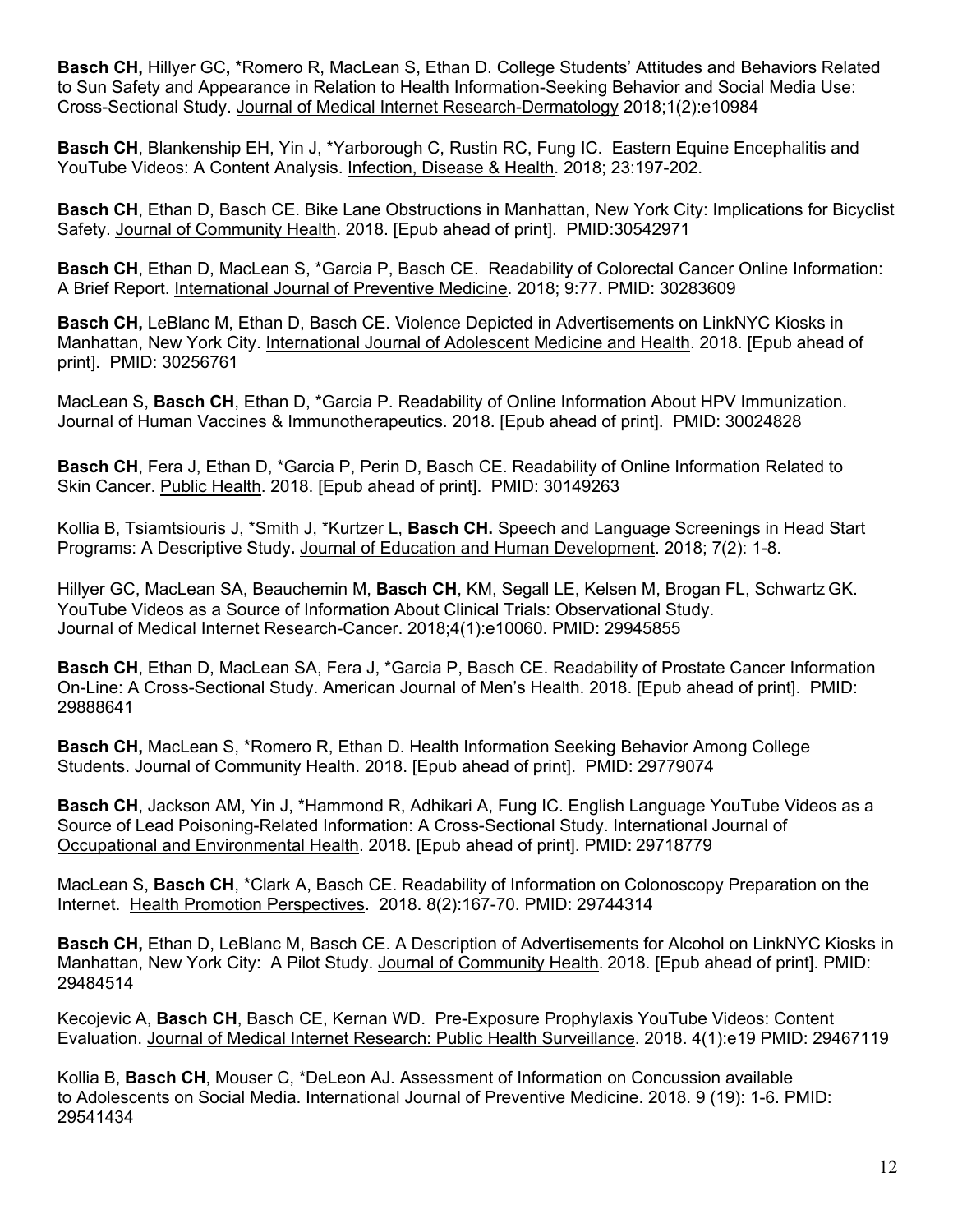**Basch CH,** Hillyer GC**,** *Romero R, MacLean S, Ethan D. College Students' Attitudes and Behaviors Related to Sun Safety and Appearance in Relation to Health Information-Seeking Behavior and Social Media Use: Cross-Sectional Study. Journal of Medical Internet Research-Dermatology 2018;1(2):e10984

**Basch CH**, Blankenship EH, Yin J, *Yarborough C, Rustin RC, Fung IC. Eastern Equine Encephalitis and YouTube Videos: A Content Analysis. Infection, Disease & Health. 2018; 23:197-202.

**Basch CH**, Ethan D, Basch CE. Bike Lane Obstructions in Manhattan, New York City: Implications for Bicyclist Safety. Journal of Community Health. 2018. [Epub ahead of print]. PMID:30542971

**Basch CH**, Ethan D, MacLean S, *Garcia P, Basch CE. Readability of Colorectal Cancer Online Information: A Brief Report. International Journal of Preventive Medicine. 2018; 9:77. PMID: 30283609

**Basch CH,** LeBlanc M, Ethan D, Basch CE. Violence Depicted in Advertisements on LinkNYC Kiosks in Manhattan, New York City. International Journal of Adolescent Medicine and Health. 2018. [Epub ahead of print]. PMID: 30256761

MacLean S, **Basch CH**, Ethan D, *Garcia P. Readability of Online Information About HPV Immunization. Journal of Human Vaccines & Immunotherapeutics. 2018. [Epub ahead of print]. PMID: 30024828

**Basch CH**, Fera J, Ethan D, *Garcia P, Perin D, Basch CE. Readability of Online Information Related to Skin Cancer. Public Health. 2018. [Epub ahead of print]. PMID: 30149263

Kollia B, Tsiamtsiouris J, *Smith J, *Kurtzer L, **Basch CH.** Speech and Language Screenings in Head Start Programs: A Descriptive Study**.** Journal of Education and Human Development. 2018; 7(2): 1-8.

Hillyer GC, MacLean SA, Beauchemin M, **Basch CH**, KM, Segall LE, Kelsen M, Brogan FL, Schwartz GK. YouTube Videos as a Source of Information About Clinical Trials: Observational Study. Journal of Medical Internet Research-Cancer. 2018;4(1):e10060. PMID: 29945855

**Basch CH**, Ethan D, MacLean SA, Fera J, *Garcia P, Basch CE. Readability of Prostate Cancer Information On-Line: A Cross-Sectional Study. American Journal of Men's Health. 2018. [Epub ahead of print]. PMID: 29888641

**Basch CH,** MacLean S, *Romero R, Ethan D. Health Information Seeking Behavior Among College Students. Journal of Community Health. 2018. [Epub ahead of print]. PMID: 29779074

**Basch CH**, Jackson AM, Yin J, *Hammond R, Adhikari A, Fung IC. English Language YouTube Videos as a Source of Lead Poisoning-Related Information: A Cross-Sectional Study. International Journal of Occupational and Environmental Health. 2018. [Epub ahead of print]. PMID: 29718779

MacLean S, **Basch CH**, *Clark A, Basch CE. Readability of Information on Colonoscopy Preparation on the Internet. Health Promotion Perspectives. 2018. 8(2):167-70. PMID: 29744314

**Basch CH,** Ethan D, LeBlanc M, Basch CE. A Description of Advertisements for Alcohol on LinkNYC Kiosks in Manhattan, New York City: A Pilot Study. Journal of Community Health. 2018. [Epub ahead of print]. PMID: 29484514

Kecojevic A, **Basch CH**, Basch CE, Kernan WD. Pre-Exposure Prophylaxis YouTube Videos: Content Evaluation. Journal of Medical Internet Research: Public Health Surveillance. 2018. 4(1):e19 PMID: 29467119

Kollia B, **Basch CH**, Mouser C, *DeLeon AJ. Assessment of Information on Concussion available to Adolescents on Social Media. International Journal of Preventive Medicine. 2018. 9 (19): 1-6. PMID: 29541434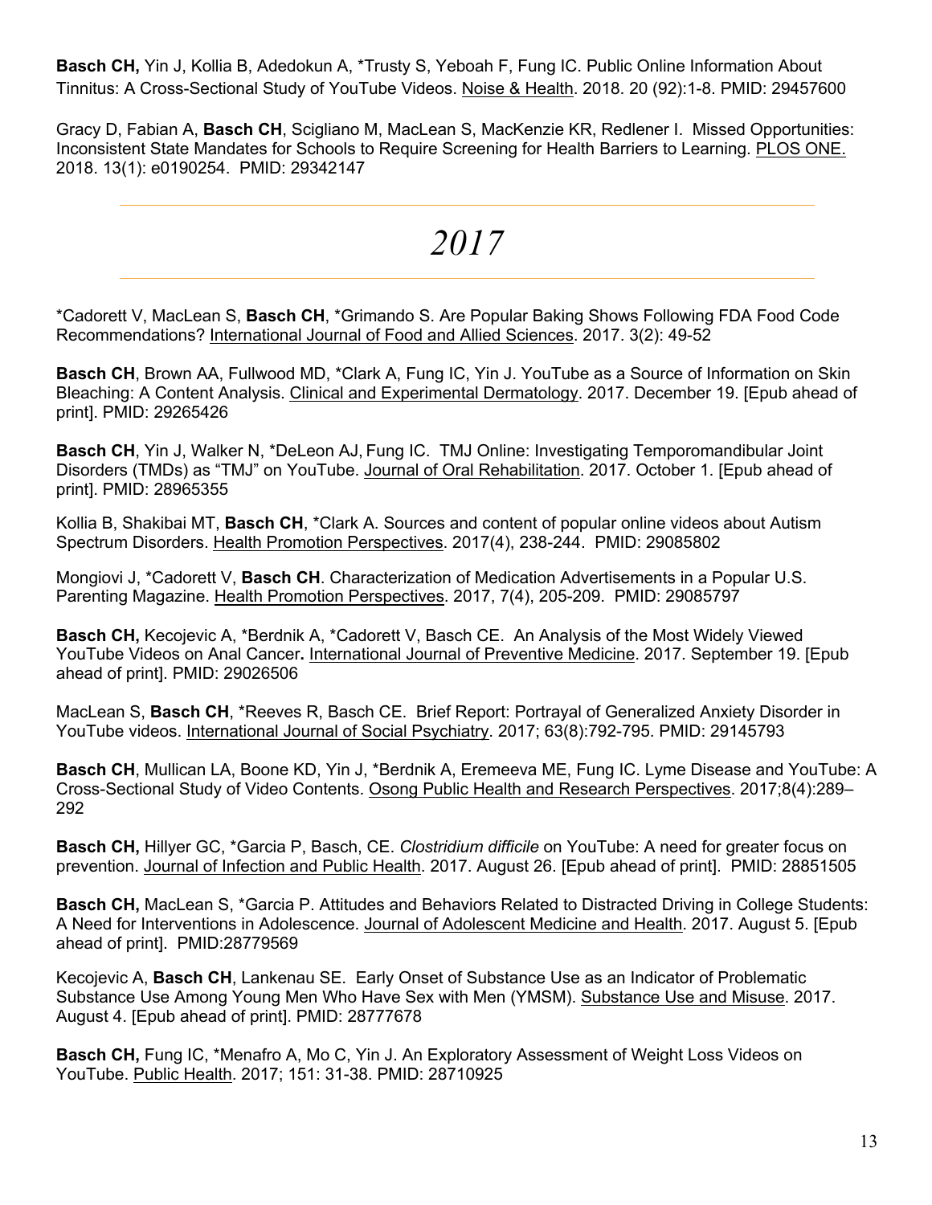**Basch CH,** Yin J, Kollia B, Adedokun A, *Trusty S, Yeboah F, Fung IC. Public Online Information About Tinnitus: A Cross-Sectional Study of YouTube Videos. Noise & Health. 2018. 20 (92):1-8. PMID: 29457600

Gracy D, Fabian A, **Basch CH**, Scigliano M, MacLean S, MacKenzie KR, Redlener I. Missed Opportunities: Inconsistent State Mandates for Schools to Require Screening for Health Barriers to Learning. PLOS ONE. 2018. 13(1): e0190254. PMID: 29342147

# *2017*

*Cadorett V, MacLean S, **Basch CH**, *Grimando S. Are Popular Baking Shows Following FDA Food Code Recommendations? International Journal of Food and Allied Sciences. 2017. 3(2): 49-52

**Basch CH**, Brown AA, Fullwood MD, *Clark A, Fung IC, Yin J. YouTube as a Source of Information on Skin Bleaching: A Content Analysis. Clinical and Experimental Dermatology. 2017. December 19. [Epub ahead of print]. PMID: 29265426

**Basch CH**, Yin J, Walker N, *DeLeon AJ, Fung IC. TMJ Online: Investigating Temporomandibular Joint Disorders (TMDs) as "TMJ" on YouTube. Journal of Oral Rehabilitation. 2017. October 1. [Epub ahead of print]. PMID: 28965355

Kollia B, Shakibai MT, **Basch CH**, *Clark A. Sources and content of popular online videos about Autism Spectrum Disorders. Health Promotion Perspectives. 2017(4), 238-244. PMID: 29085802

Mongiovi J, *Cadorett V, **Basch CH**. Characterization of Medication Advertisements in a Popular U.S. Parenting Magazine. Health Promotion Perspectives. 2017, 7(4), 205-209. PMID: 29085797

**Basch CH,** Kecojevic A, *Berdnik A, *Cadorett V, Basch CE. An Analysis of the Most Widely Viewed YouTube Videos on Anal Cancer**.** International Journal of Preventive Medicine. 2017. September 19. [Epub ahead of print]. PMID: 29026506

MacLean S, **Basch CH**, *Reeves R, Basch CE. Brief Report: Portrayal of Generalized Anxiety Disorder in YouTube videos. International Journal of Social Psychiatry. 2017; 63(8):792-795. PMID: 29145793

**Basch CH**, Mullican LA, Boone KD, Yin J, *Berdnik A, Eremeeva ME, Fung IC. Lyme Disease and YouTube: A Cross-Sectional Study of Video Contents. Osong Public Health and Research Perspectives. 2017;8(4):289–292

**Basch CH,** Hillyer GC, *Garcia P, Basch, CE. *Clostridium difficile* on YouTube: A need for greater focus on prevention. Journal of Infection and Public Health. 2017. August 26. [Epub ahead of print]. PMID: 28851505

**Basch CH,** MacLean S, *Garcia P. Attitudes and Behaviors Related to Distracted Driving in College Students: A Need for Interventions in Adolescence. Journal of Adolescent Medicine and Health. 2017. August 5. [Epub ahead of print]. PMID:28779569

Kecojevic A, **Basch CH**, Lankenau SE. Early Onset of Substance Use as an Indicator of Problematic Substance Use Among Young Men Who Have Sex with Men (YMSM). Substance Use and Misuse. 2017. August 4. [Epub ahead of print]. PMID: 28777678

**Basch CH,** Fung IC, *Menafro A, Mo C, Yin J. An Exploratory Assessment of Weight Loss Videos on YouTube. Public Health. 2017; 151: 31-38. PMID: 28710925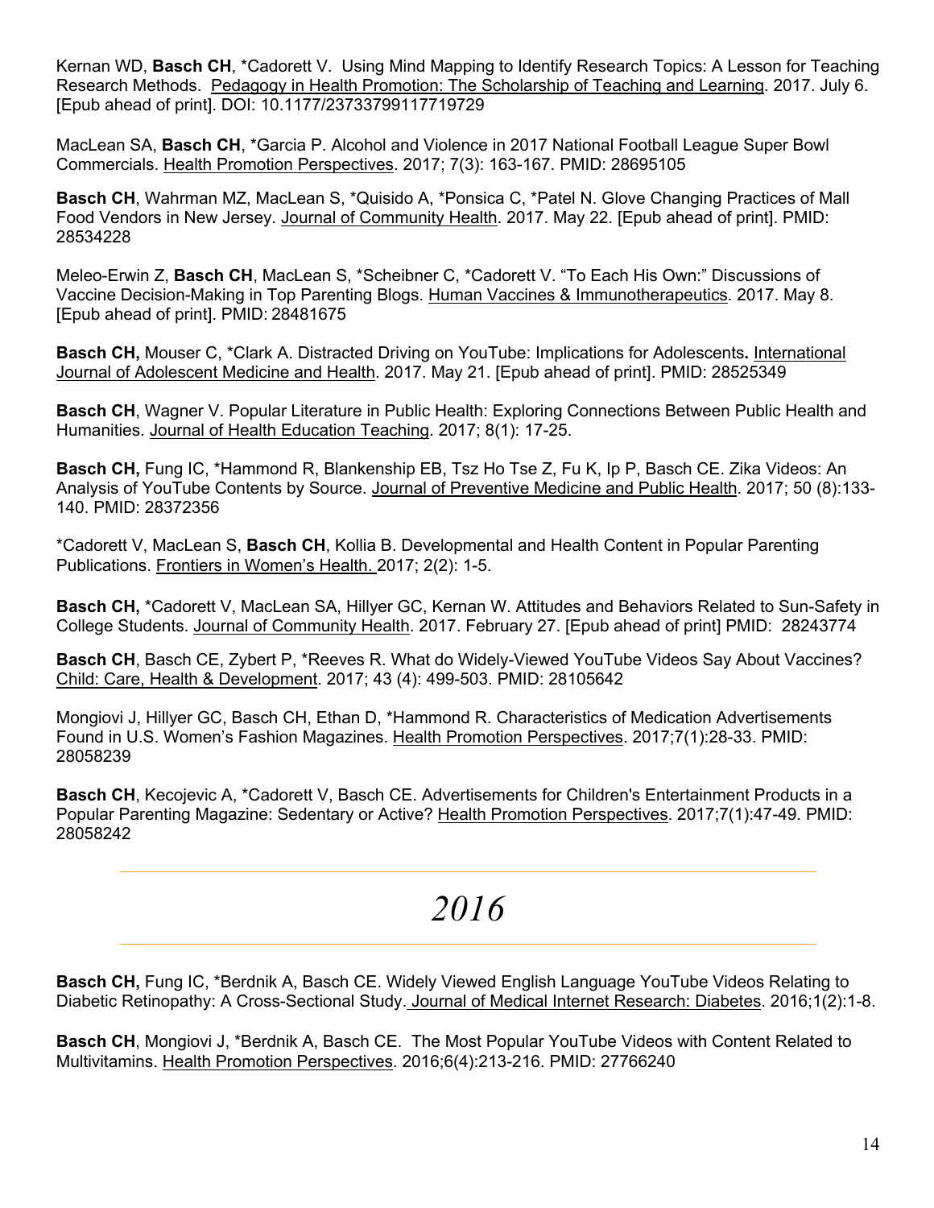Kernan WD, **Basch CH**, *Cadorett V. Using Mind Mapping to Identify Research Topics: A Lesson for Teaching Research Methods. Pedagogy in Health Promotion: The Scholarship of Teaching and Learning. 2017. July 6. [Epub ahead of print]. DOI: 10.1177/2373379911771 9729

MacLean SA, **Basch CH**, *Garcia P. Alcohol and Violence in 2017 National Football League Super Bowl Commercials. Health Promotion Perspectives. 2017; 7(3): 163-167. PMID: 28695105

**Basch CH**, Wahrman MZ, MacLean S, *Quisido A, *Ponsica C, *Patel N. Glove Changing Practices of Mall Food Vendors in New Jersey. Journal of Community Health. 2017. May 22. [Epub ahead of print]. PMID: 28534228

Meleo-Erwin Z, **Basch CH**, MacLean S, *Scheibner C, *Cadorett V. "To Each His Own:" Discussions of Vaccine Decision-Making in Top Parenting Blogs. Human Vaccines & Immunotherapeutics. 2017. May 8. [Epub ahead of print]. PMID: 28481675

**Basch CH,** Mouser C, *Clark A. Distracted Driving on YouTube: Implications for Adolescents**.** International Journal of Adolescent Medicine and Health. 2017. May 21. [Epub ahead of print]. PMID: 28525349

**Basch CH**, Wagner V. Popular Literature in Public Health: Exploring Connections Between Public Health and Humanities. Journal of Health Education Teaching. 2017; 8(1): 17-25.

**Basch CH,** Fung IC, *Hammond R, Blankenship EB, Tsz Ho Tse Z, Fu K, Ip P, Basch CE. Zika Videos: An Analysis of YouTube Contents by Source. Journal of Preventive Medicine and Public Health. 2017; 50 (8):133-140. PMID: 28372356

*Cadorett V, MacLean S, **Basch CH**, Kollia B. Developmental and Health Content in Popular Parenting Publications. Frontiers in Women's Health. 2017; 2(2): 1-5.

**Basch CH,** *Cadorett V, MacLean SA, Hillyer GC, Kernan W. Attitudes and Behaviors Related to Sun-Safety in College Students. Journal of Community Health. 2017. February 27. [Epub ahead of print] PMID: 28243774

**Basch CH**, Basch CE, Zybert P, *Reeves R. What do Widely-Viewed YouTube Videos Say About Vaccines? Child: Care, Health & Development. 2017; 43 (4): 499-503. PMID: 28105642

Mongiovi J, Hillyer GC, Basch CH, Ethan D, *Hammond R. Characteristics of Medication Advertisements Found in U.S. Women's Fashion Magazines. Health Promotion Perspectives. 2017;7(1):28-33. PMID: 28058239

**Basch CH**, Kecojevic A, *Cadorett V, Basch CE. Advertisements for Children's Entertainment Products in a Popular Parenting Magazine: Sedentary or Active? Health Promotion Perspectives. 2017;7(1):47-49. PMID: 28058242

## *2016*

**Basch CH,** Fung IC, *Berdnik A, Basch CE. Widely Viewed English Language YouTube Videos Relating to Diabetic Retinopathy: A Cross-Sectional Study. Journal of Medical Internet Research: Diabetes. 2016;1(2):1-8.

**Basch CH**, Mongiovi J, *Berdnik A, Basch CE. The Most Popular YouTube Videos with Content Related to Multivitamins. Health Promotion Perspectives. 2016;6(4):213-216. PMID: 27766240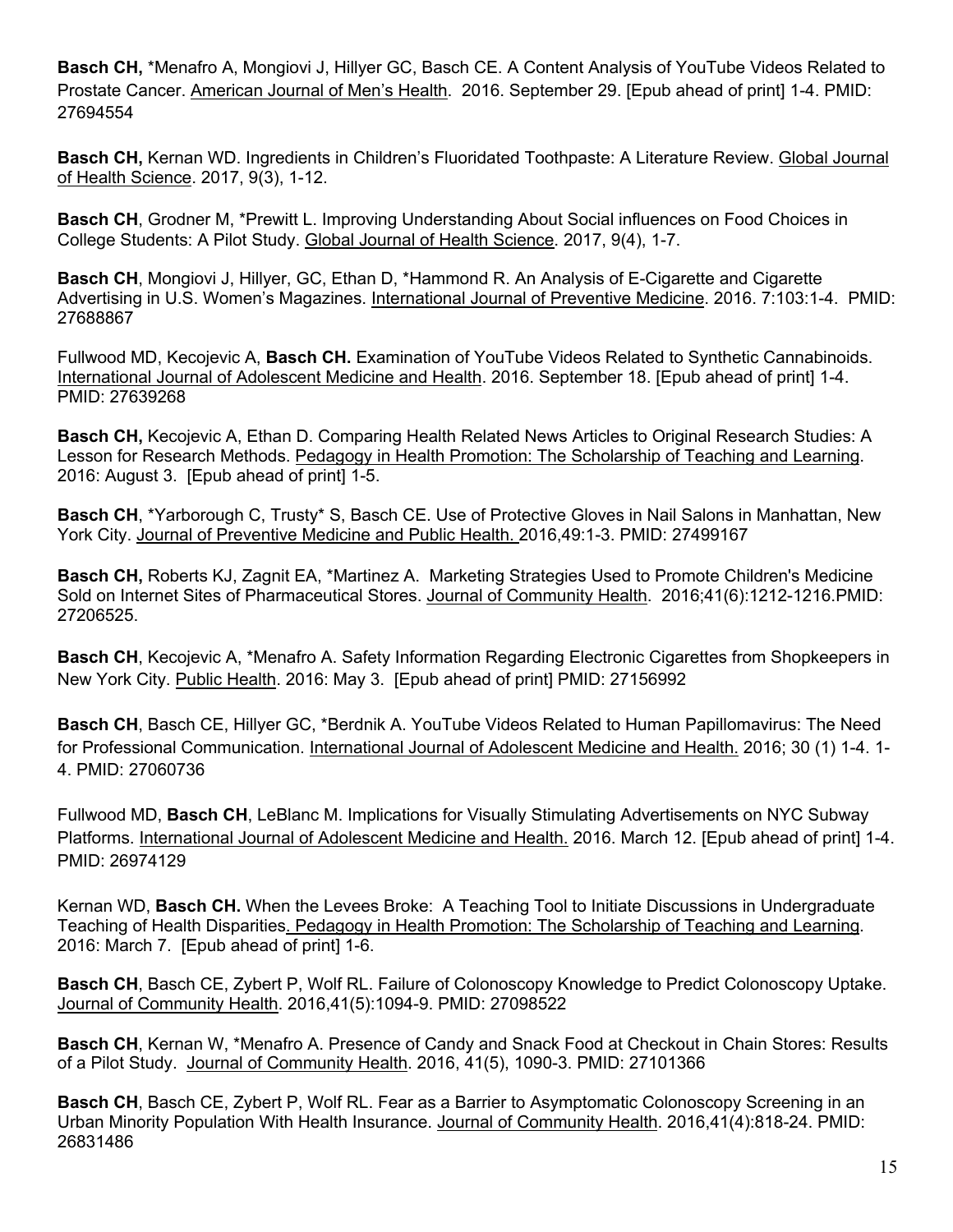**Basch CH,** *Menafro A, Mongiovi J, Hillyer GC, Basch CE. A Content Analysis of YouTube Videos Related to Prostate Cancer. American Journal of Men's Health. 2016. September 29. [Epub ahead of print] 1-4. PMID: 27694554

**Basch CH,** Kernan WD. Ingredients in Children's Fluoridated Toothpaste: A Literature Review. Global Journal of Health Science. 2017, 9(3), 1-12.

**Basch CH**, Grodner M, *Prewitt L. Improving Understanding About Social influences on Food Choices in College Students: A Pilot Study. Global Journal of Health Science. 2017, 9(4), 1-7.

**Basch CH**, Mongiovi J, Hillyer, GC, Ethan D, *Hammond R. An Analysis of E-Cigarette and Cigarette Advertising in U.S. Women's Magazines. International Journal of Preventive Medicine. 2016. 7:103:1-4. PMID: 27688867

Fullwood MD, Kecojevic A, **Basch CH.** Examination of YouTube Videos Related to Synthetic Cannabinoids. International Journal of Adolescent Medicine and Health. 2016. September 18. [Epub ahead of print] 1-4. PMID: 27639268

**Basch CH,** Kecojevic A, Ethan D. Comparing Health Related News Articles to Original Research Studies: A Lesson for Research Methods. Pedagogy in Health Promotion: The Scholarship of Teaching and Learning. 2016: August 3. [Epub ahead of print] 1-5.

**Basch CH**, *Yarborough C, Trusty* S, Basch CE. Use of Protective Gloves in Nail Salons in Manhattan, New York City. Journal of Preventive Medicine and Public Health. 2016,49:1-3. PMID: 27499167

**Basch CH,** Roberts KJ, Zagnit EA, *Martinez A. Marketing Strategies Used to Promote Children's Medicine Sold on Internet Sites of Pharmaceutical Stores. Journal of Community Health. 2016;41(6):1212-1216.PMID: 27206525.

**Basch CH**, Kecojevic A, *Menafro A. Safety Information Regarding Electronic Cigarettes from Shopkeepers in New York City. Public Health. 2016: May 3. [Epub ahead of print] PMID: 27156992

**Basch CH**, Basch CE, Hillyer GC, *Berdnik A. YouTube Videos Related to Human Papillomavirus: The Need for Professional Communication. International Journal of Adolescent Medicine and Health. 2016; 30 (1) 1-4. 1-4. PMID: 27060736

Fullwood MD, **Basch CH**, LeBlanc M. Implications for Visually Stimulating Advertisements on NYC Subway Platforms. International Journal of Adolescent Medicine and Health. 2016. March 12. [Epub ahead of print] 1-4. PMID: 26974129

Kernan WD, **Basch CH.** When the Levees Broke: A Teaching Tool to Initiate Discussions in Undergraduate Teaching of Health Disparities. Pedagogy in Health Promotion: The Scholarship of Teaching and Learning. 2016: March 7. [Epub ahead of print] 1-6.

**Basch CH**, Basch CE, Zybert P, Wolf RL. Failure of Colonoscopy Knowledge to Predict Colonoscopy Uptake. Journal of Community Health. 2016,41(5):1094-9. PMID: 27098522

**Basch CH**, Kernan W, *Menafro A. Presence of Candy and Snack Food at Checkout in Chain Stores: Results of a Pilot Study. Journal of Community Health. 2016, 41(5), 1090-3. PMID: 27101366

**Basch CH**, Basch CE, Zybert P, Wolf RL. Fear as a Barrier to Asymptomatic Colonoscopy Screening in an Urban Minority Population With Health Insurance. Journal of Community Health. 2016,41(4):818-24. PMID: 26831486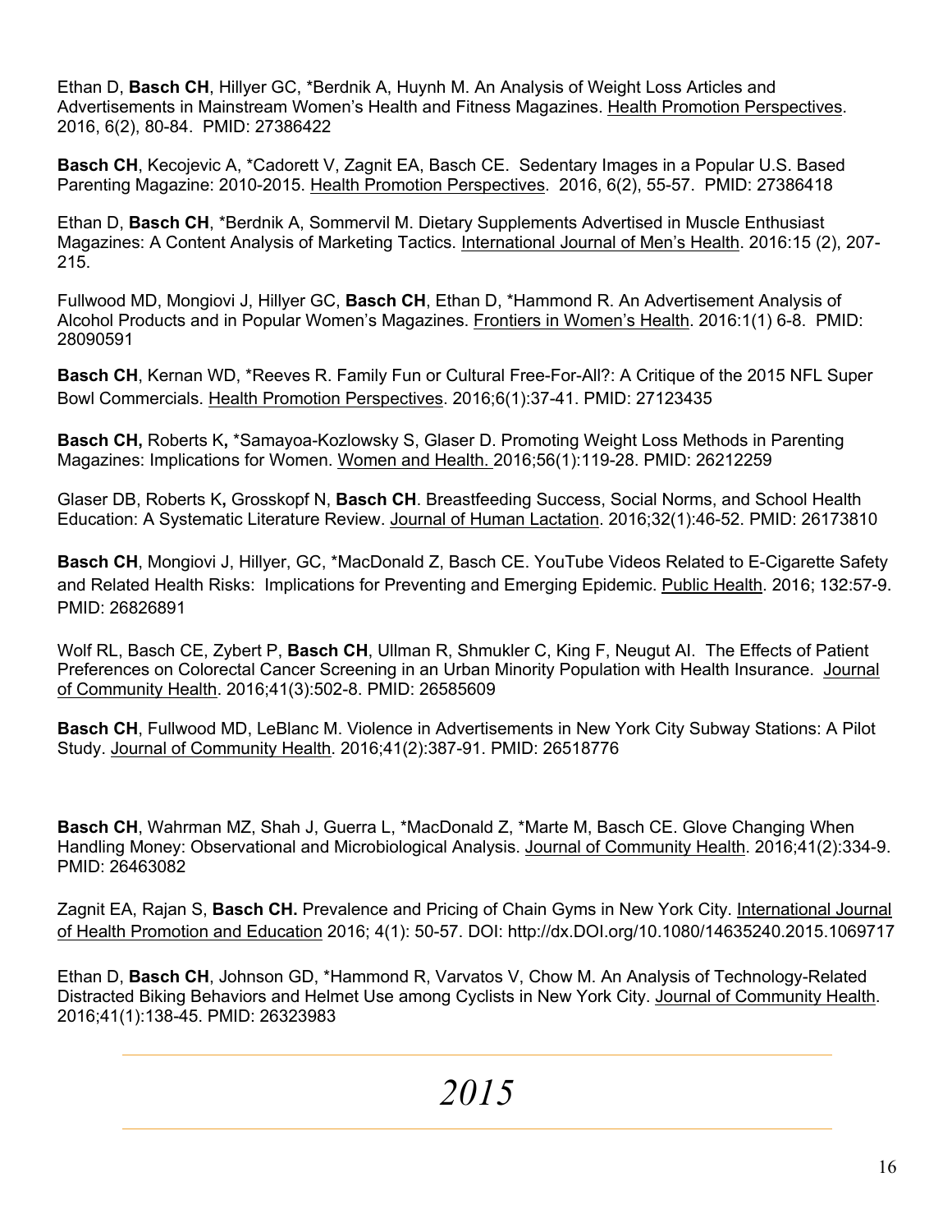Ethan D, **Basch CH**, Hillyer GC, *Berdnik A, Huynh M. An Analysis of Weight Loss Articles and Advertisements in Mainstream Women's Health and Fitness Magazines. Health Promotion Perspectives. 2016, 6(2), 80-84. PMID: 27386422

**Basch CH**, Kecojevic A, *Cadorett V, Zagnit EA, Basch CE. Sedentary Images in a Popular U.S. Based Parenting Magazine: 2010-2015. Health Promotion Perspectives. 2016, 6(2), 55-57. PMID: 27386418

Ethan D, **Basch CH**, *Berdnik A, Sommervil M. Dietary Supplements Advertised in Muscle Enthusiast Magazines: A Content Analysis of Marketing Tactics. International Journal of Men's Health. 2016:15 (2), 207-215.

Fullwood MD, Mongiovi J, Hillyer GC, **Basch CH**, Ethan D, *Hammond R. An Advertisement Analysis of Alcohol Products and in Popular Women's Magazines. Frontiers in Women's Health. 2016:1(1) 6-8. PMID: 28090591

**Basch CH**, Kernan WD, *Reeves R. Family Fun or Cultural Free-For-All?: A Critique of the 2015 NFL Super Bowl Commercials. Health Promotion Perspectives. 2016;6(1):37-41. PMID: 27123435

**Basch CH,** Roberts K**,** *Samayoa-Kozlowsky S, Glaser D. Promoting Weight Loss Methods in Parenting Magazines: Implications for Women. Women and Health. 2016;56(1):119-28. PMID: 26212259

Glaser DB, Roberts K**,** Grosskopf N, **Basch CH**. Breastfeeding Success, Social Norms, and School Health Education: A Systematic Literature Review. Journal of Human Lactation. 2016;32(1):46-52. PMID: 26173810

**Basch CH**, Mongiovi J, Hillyer, GC, *MacDonald Z, Basch CE. YouTube Videos Related to E-Cigarette Safety and Related Health Risks: Implications for Preventing and Emerging Epidemic. Public Health. 2016; 132:57-9. PMID: 26826891

Wolf RL, Basch CE, Zybert P, **Basch CH**, Ullman R, Shmukler C, King F, Neugut AI. The Effects of Patient Preferences on Colorectal Cancer Screening in an Urban Minority Population with Health Insurance. Journal of Community Health. 2016;41(3):502-8. PMID: 26585609

**Basch CH**, Fullwood MD, LeBlanc M. Violence in Advertisements in New York City Subway Stations: A Pilot Study. Journal of Community Health. 2016;41(2):387-91. PMID: 26518776

**Basch CH**, Wahrman MZ, Shah J, Guerra L, *MacDonald Z, *Marte M, Basch CE. Glove Changing When Handling Money: Observational and Microbiological Analysis. Journal of Community Health. 2016;41(2):334-9. PMID: 26463082

Zagnit EA, Rajan S, **Basch CH.** Prevalence and Pricing of Chain Gyms in New York City. International Journal of Health Promotion and Education 2016; 4(1): 50-57. DOI: http://dx.DOI.org/10.1080/14635240.2015.1069717

Ethan D, **Basch CH**, Johnson GD, *Hammond R, Varvatos V, Chow M. An Analysis of Technology-Related Distracted Biking Behaviors and Helmet Use among Cyclists in New York City. Journal of Community Health. 2016;41(1):138-45. PMID: 26323983

---

## *2015*

---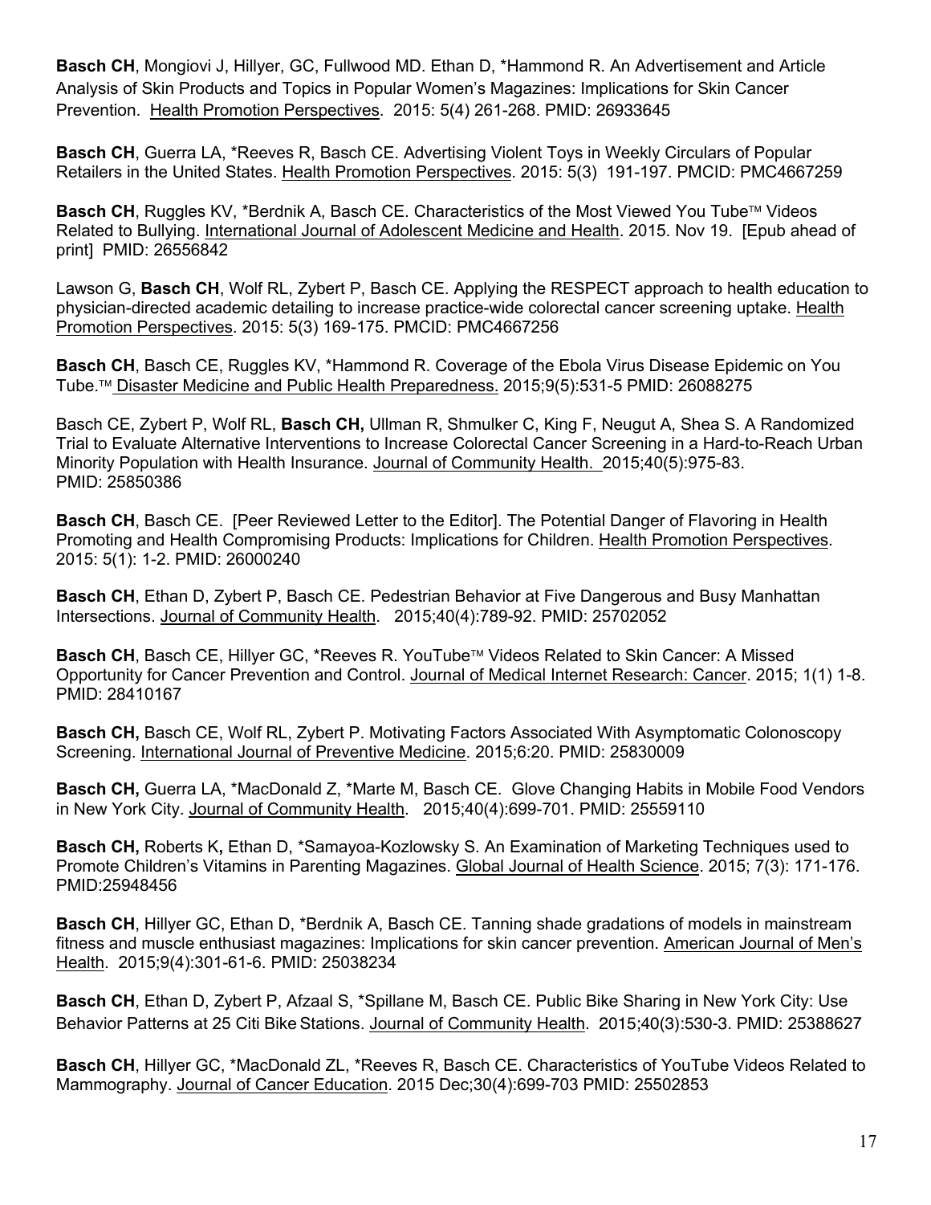**Basch CH**, Mongiovi J, Hillyer, GC, Fullwood MD. Ethan D, *Hammond R. An Advertisement and Article Analysis of Skin Products and Topics in Popular Women's Magazines: Implications for Skin Cancer Prevention. Health Promotion Perspectives. 2015: 5(4) 261-268. PMID: 26933645

**Basch CH**, Guerra LA, *Reeves R, Basch CE. Advertising Violent Toys in Weekly Circulars of Popular Retailers in the United States. Health Promotion Perspectives. 2015: 5(3) 191-197. PMCID: PMC4667259

**Basch CH**, Ruggles KV, *Berdnik A, Basch CE. Characteristics of the Most Viewed You Tube™ Videos Related to Bullying. International Journal of Adolescent Medicine and Health. 2015. Nov 19. [Epub ahead of print] PMID: 26556842

Lawson G, **Basch CH**, Wolf RL, Zybert P, Basch CE. Applying the RESPECT approach to health education to physician-directed academic detailing to increase practice-wide colorectal cancer screening uptake. Health Promotion Perspectives. 2015: 5(3) 169-175. PMCID: PMC4667256

**Basch CH**, Basch CE, Ruggles KV, *Hammond R. Coverage of the Ebola Virus Disease Epidemic on You Tube.™ Disaster Medicine and Public Health Preparedness. 2015;9(5):531-5 PMID: 26088275

Basch CE, Zybert P, Wolf RL, **Basch CH,** Ullman R, Shmulker C, King F, Neugut A, Shea S. A Randomized Trial to Evaluate Alternative Interventions to Increase Colorectal Cancer Screening in a Hard-to-Reach Urban Minority Population with Health Insurance. Journal of Community Health. 2015;40(5):975-83. PMID: 25850386

**Basch CH**, Basch CE. [Peer Reviewed Letter to the Editor]. The Potential Danger of Flavoring in Health Promoting and Health Compromising Products: Implications for Children. Health Promotion Perspectives. 2015: 5(1): 1-2. PMID: 26000240

**Basch CH**, Ethan D, Zybert P, Basch CE. Pedestrian Behavior at Five Dangerous and Busy Manhattan Intersections. Journal of Community Health. 2015;40(4):789-92. PMID: 25702052

**Basch CH**, Basch CE, Hillyer GC, *Reeves R. YouTube™ Videos Related to Skin Cancer: A Missed Opportunity for Cancer Prevention and Control. Journal of Medical Internet Research: Cancer. 2015; 1(1) 1-8. PMID: 28410167

**Basch CH,** Basch CE, Wolf RL, Zybert P. Motivating Factors Associated With Asymptomatic Colonoscopy Screening. International Journal of Preventive Medicine. 2015;6:20. PMID: 25830009

**Basch CH,** Guerra LA, *MacDonald Z, *Marte M, Basch CE. Glove Changing Habits in Mobile Food Vendors in New York City. Journal of Community Health. 2015;40(4):699-701. PMID: 25559110

**Basch CH,** Roberts K**,** Ethan D, *Samayoa-Kozlowsky S. An Examination of Marketing Techniques used to Promote Children's Vitamins in Parenting Magazines. Global Journal of Health Science. 2015; 7(3): 171-176. PMID:25948456

**Basch CH**, Hillyer GC, Ethan D, *Berdnik A, Basch CE. Tanning shade gradations of models in mainstream fitness and muscle enthusiast magazines: Implications for skin cancer prevention. American Journal of Men's Health. 2015;9(4):301-61-6. PMID: 25038234

**Basch CH**, Ethan D, Zybert P, Afzaal S, *Spillane M, Basch CE. Public Bike Sharing in New York City: Use Behavior Patterns at 25 Citi Bike Stations. Journal of Community Health. 2015;40(3):530-3. PMID: 25388627

**Basch CH**, Hillyer GC, *MacDonald ZL, *Reeves R, Basch CE. Characteristics of YouTube Videos Related to Mammography. Journal of Cancer Education. 2015 Dec;30(4):699-703 PMID: 25502853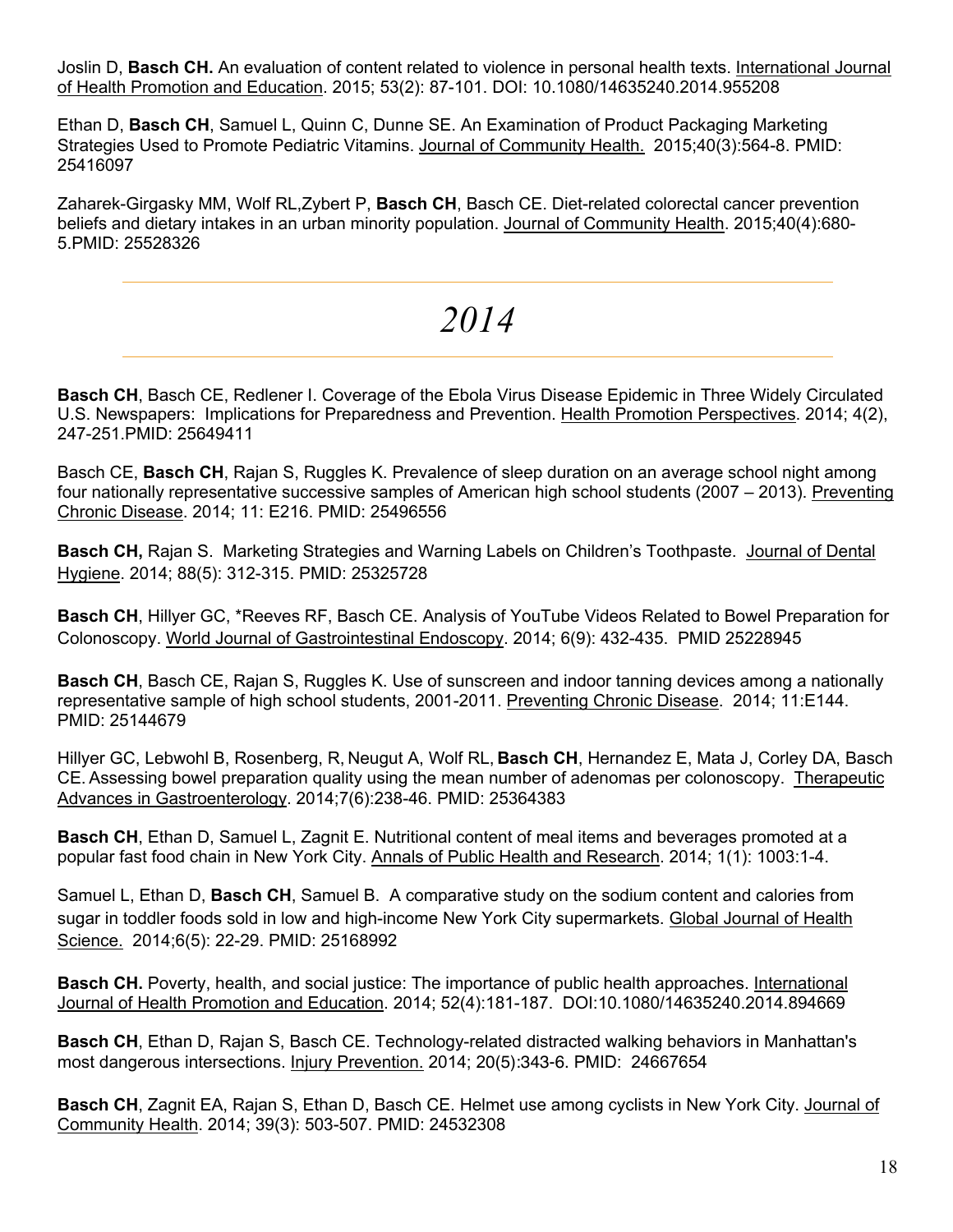Joslin D, **Basch CH.** An evaluation of content related to violence in personal health texts. International Journal of Health Promotion and Education. 2015; 53(2): 87-101. DOI: 10.1080/14635240.2014.955208

Ethan D, **Basch CH**, Samuel L, Quinn C, Dunne SE. An Examination of Product Packaging Marketing Strategies Used to Promote Pediatric Vitamins. Journal of Community Health. 2015;40(3):564-8. PMID: 25416097

Zaharek-Girgasky MM, Wolf RL,Zybert P, **Basch CH**, Basch CE. Diet-related colorectal cancer prevention beliefs and dietary intakes in an urban minority population. Journal of Community Health. 2015;40(4):680-5.PMID: 25528326

# *2014*

**Basch CH**, Basch CE, Redlener I. Coverage of the Ebola Virus Disease Epidemic in Three Widely Circulated U.S. Newspapers: Implications for Preparedness and Prevention. Health Promotion Perspectives. 2014; 4(2), 247-251.PMID: 25649411

Basch CE, **Basch CH**, Rajan S, Ruggles K. Prevalence of sleep duration on an average school night among four nationally representative successive samples of American high school students (2007 – 2013). Preventing Chronic Disease. 2014; 11: E216. PMID: 25496556

**Basch CH,** Rajan S. Marketing Strategies and Warning Labels on Children's Toothpaste. Journal of Dental Hygiene. 2014; 88(5): 312-315. PMID: 25325728

**Basch CH**, Hillyer GC, *Reeves RF, Basch CE. Analysis of YouTube Videos Related to Bowel Preparation for Colonoscopy. World Journal of Gastrointestinal Endoscopy. 2014; 6(9): 432-435. PMID 25228945

**Basch CH**, Basch CE, Rajan S, Ruggles K. Use of sunscreen and indoor tanning devices among a nationally representative sample of high school students, 2001-2011. Preventing Chronic Disease. 2014; 11:E144. PMID: 25144679

Hillyer GC, Lebwohl B, Rosenberg, R, Neugut A, Wolf RL, **Basch CH**, Hernandez E, Mata J, Corley DA, Basch CE. Assessing bowel preparation quality using the mean number of adenomas per colonoscopy. Therapeutic Advances in Gastroenterology. 2014;7(6):238-46. PMID: 25364383

**Basch CH**, Ethan D, Samuel L, Zagnit E. Nutritional content of meal items and beverages promoted at a popular fast food chain in New York City. Annals of Public Health and Research. 2014; 1(1): 1003:1-4.

Samuel L, Ethan D, **Basch CH**, Samuel B. A comparative study on the sodium content and calories from sugar in toddler foods sold in low and high-income New York City supermarkets. Global Journal of Health Science. 2014;6(5): 22-29. PMID: 25168992

**Basch CH.** Poverty, health, and social justice: The importance of public health approaches. International Journal of Health Promotion and Education. 2014; 52(4):181-187. DOI:10.1080/14635240.2014.894669

**Basch CH**, Ethan D, Rajan S, Basch CE. Technology-related distracted walking behaviors in Manhattan's most dangerous intersections. Injury Prevention. 2014; 20(5):343-6. PMID: 24667654

**Basch CH**, Zagnit EA, Rajan S, Ethan D, Basch CE. Helmet use among cyclists in New York City. Journal of Community Health. 2014; 39(3): 503-507. PMID: 24532308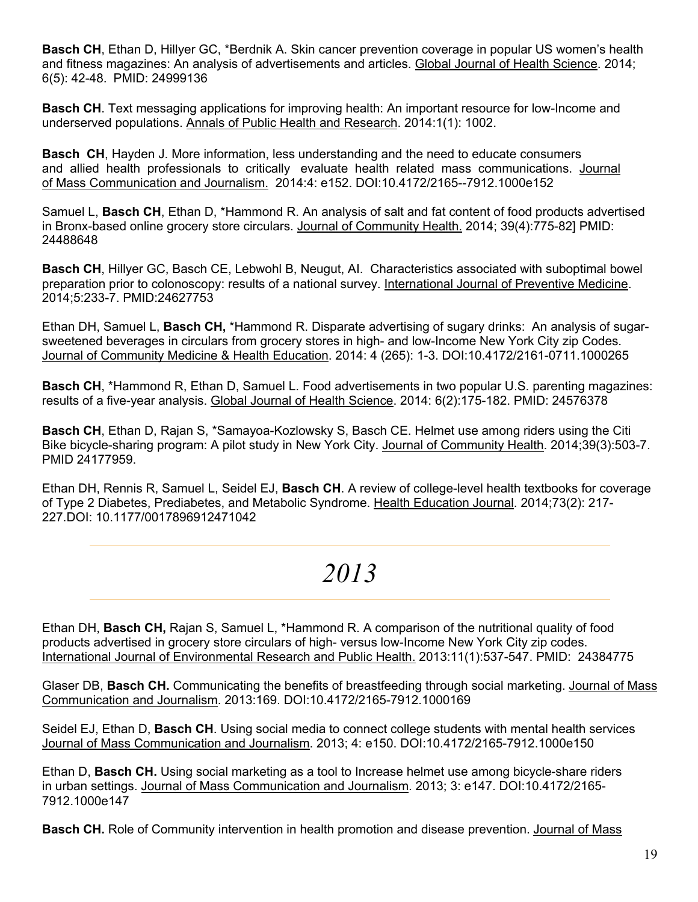**Basch CH**, Ethan D, Hillyer GC, *Berdnik A. Skin cancer prevention coverage in popular US women's health and fitness magazines: An analysis of advertisements and articles. Global Journal of Health Science. 2014; 6(5): 42-48. PMID: 24999136

**Basch CH**. Text messaging applications for improving health: An important resource for low-Income and underserved populations. Annals of Public Health and Research. 2014:1(1): 1002.

**Basch CH**, Hayden J. More information, less understanding and the need to educate consumers and allied health professionals to critically evaluate health related mass communications. Journal of Mass Communication and Journalism. 2014:4: e152. DOI:10.4172/2165--7912.1000e152

Samuel L, **Basch CH**, Ethan D, *Hammond R. An analysis of salt and fat content of food products advertised in Bronx-based online grocery store circulars. Journal of Community Health. 2014; 39(4):775-82] PMID: 24488648

**Basch CH**, Hillyer GC, Basch CE, Lebwohl B, Neugut, AI. Characteristics associated with suboptimal bowel preparation prior to colonoscopy: results of a national survey. International Journal of Preventive Medicine. 2014;5:233-7. PMID:24627753

Ethan DH, Samuel L, **Basch CH,** *Hammond R. Disparate advertising of sugary drinks: An analysis of sugar-sweetened beverages in circulars from grocery stores in high- and low-Income New York City zip Codes. Journal of Community Medicine & Health Education. 2014: 4 (265): 1-3. DOI:10.4172/2161-0711.1000265

**Basch CH**, *Hammond R, Ethan D, Samuel L. Food advertisements in two popular U.S. parenting magazines: results of a five-year analysis. Global Journal of Health Science. 2014: 6(2):175-182. PMID: 24576378

**Basch CH**, Ethan D, Rajan S, *Samayoa-Kozlowsky S, Basch CE. Helmet use among riders using the Citi Bike bicycle-sharing program: A pilot study in New York City. Journal of Community Health. 2014;39(3):503-7. PMID 24177959.

Ethan DH, Rennis R, Samuel L, Seidel EJ, **Basch CH**. A review of college-level health textbooks for coverage of Type 2 Diabetes, Prediabetes, and Metabolic Syndrome. Health Education Journal. 2014;73(2): 217-227.DOI: 10.1177/0017896912471042

## *2013*

Ethan DH, **Basch CH,** Rajan S, Samuel L, *Hammond R. A comparison of the nutritional quality of food products advertised in grocery store circulars of high- versus low-Income New York City zip codes. International Journal of Environmental Research and Public Health. 2013:11(1):537-547. PMID: 24384775

Glaser DB, **Basch CH.** Communicating the benefits of breastfeeding through social marketing. Journal of Mass Communication and Journalism. 2013:169. DOI:10.4172/2165-7912.1000169

Seidel EJ, Ethan D, **Basch CH**. Using social media to connect college students with mental health services Journal of Mass Communication and Journalism. 2013; 4: e150. DOI:10.4172/2165-7912.1000e150

Ethan D, **Basch CH.** Using social marketing as a tool to Increase helmet use among bicycle-share riders in urban settings. Journal of Mass Communication and Journalism. 2013; 3: e147. DOI:10.4172/2165-7912.1000e147

**Basch CH.** Role of Community intervention in health promotion and disease prevention. Journal of Mass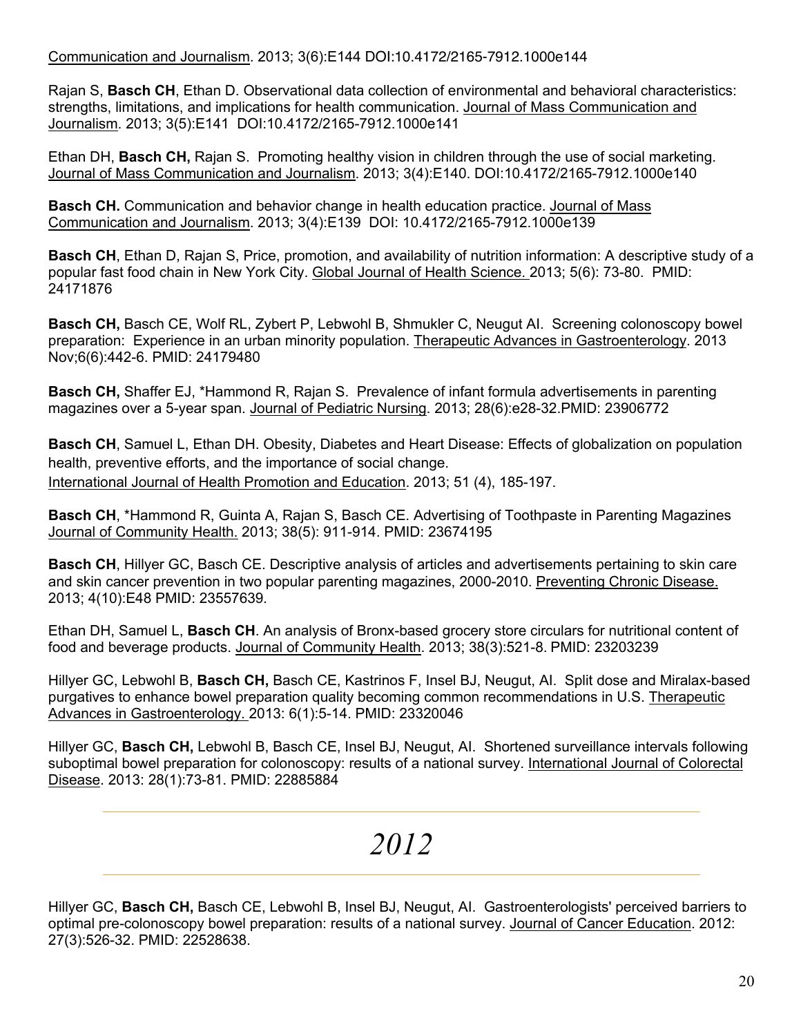Communication and Journalism. 2013; 3(6):E144 DOI:10.4172/2165-7912.1000e144

Rajan S, **Basch CH**, Ethan D. Observational data collection of environmental and behavioral characteristics: strengths, limitations, and implications for health communication. Journal of Mass Communication and Journalism. 2013; 3(5):E141 DOI:10.4172/2165-7912.1000e141

Ethan DH, **Basch CH,** Rajan S. Promoting healthy vision in children through the use of social marketing. Journal of Mass Communication and Journalism. 2013; 3(4):E140. DOI:10.4172/2165-7912.1000e140

**Basch CH.** Communication and behavior change in health education practice. Journal of Mass Communication and Journalism. 2013; 3(4):E139 DOI: 10.4172/2165-7912.1000e139

**Basch CH**, Ethan D, Rajan S, Price, promotion, and availability of nutrition information: A descriptive study of a popular fast food chain in New York City. Global Journal of Health Science. 2013; 5(6): 73-80. PMID: 24171876

**Basch CH,** Basch CE, Wolf RL, Zybert P, Lebwohl B, Shmukler C, Neugut AI. Screening colonoscopy bowel preparation: Experience in an urban minority population. Therapeutic Advances in Gastroenterology. 2013 Nov;6(6):442-6. PMID: 24179480

**Basch CH,** Shaffer EJ, *Hammond R, Rajan S. Prevalence of infant formula advertisements in parenting magazines over a 5-year span. Journal of Pediatric Nursing. 2013; 28(6):e28-32.PMID: 23906772

**Basch CH**, Samuel L, Ethan DH. Obesity, Diabetes and Heart Disease: Effects of globalization on population health, preventive efforts, and the importance of social change. International Journal of Health Promotion and Education. 2013; 51 (4), 185-197.

**Basch CH**, *Hammond R, Guinta A, Rajan S, Basch CE. Advertising of Toothpaste in Parenting Magazines Journal of Community Health. 2013; 38(5): 911-914. PMID: 23674195

**Basch CH**, Hillyer GC, Basch CE. Descriptive analysis of articles and advertisements pertaining to skin care and skin cancer prevention in two popular parenting magazines, 2000-2010. Preventing Chronic Disease. 2013; 4(10):E48 PMID: 23557639.

Ethan DH, Samuel L, **Basch CH**. An analysis of Bronx-based grocery store circulars for nutritional content of food and beverage products. Journal of Community Health. 2013; 38(3):521-8. PMID: 23203239

Hillyer GC, Lebwohl B, **Basch CH,** Basch CE, Kastrinos F, Insel BJ, Neugut, AI. Split dose and Miralax-based purgatives to enhance bowel preparation quality becoming common recommendations in U.S. Therapeutic Advances in Gastroenterology. 2013: 6(1):5-14. PMID: 23320046

Hillyer GC, **Basch CH,** Lebwohl B, Basch CE, Insel BJ, Neugut, AI. Shortened surveillance intervals following suboptimal bowel preparation for colonoscopy: results of a national survey. International Journal of Colorectal Disease. 2013: 28(1):73-81. PMID: 22885884

## *2012*

Hillyer GC, **Basch CH,** Basch CE, Lebwohl B, Insel BJ, Neugut, AI. Gastroenterologists' perceived barriers to optimal pre-colonoscopy bowel preparation: results of a national survey. Journal of Cancer Education. 2012: 27(3):526-32. PMID: 22528638.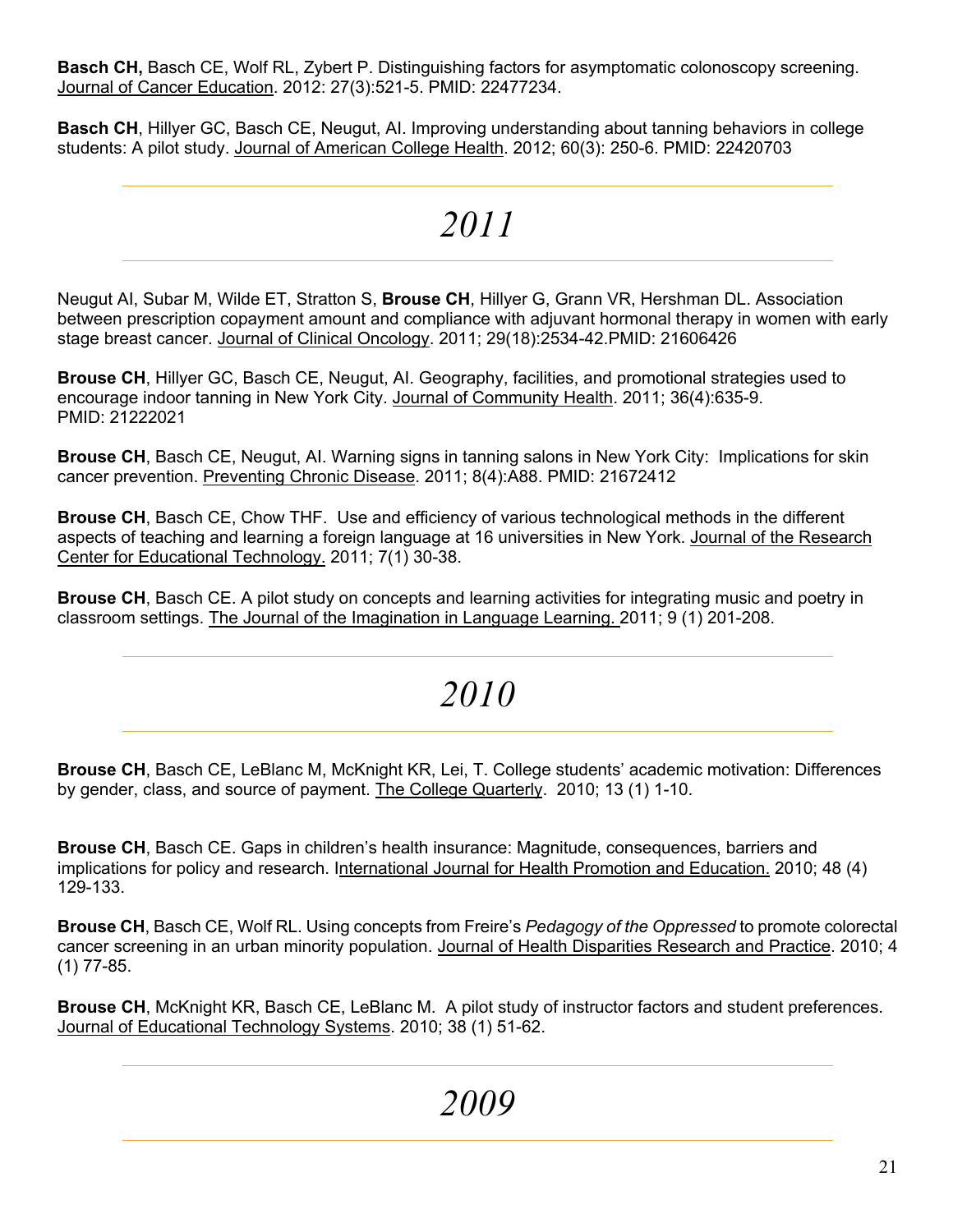**Basch CH,** Basch CE, Wolf RL, Zybert P. Distinguishing factors for asymptomatic colonoscopy screening. Journal of Cancer Education. 2012: 27(3):521-5. PMID: 22477234.

**Basch CH**, Hillyer GC, Basch CE, Neugut, AI. Improving understanding about tanning behaviors in college students: A pilot study. Journal of American College Health. 2012; 60(3): 250-6. PMID: 22420703

## *2011*

Neugut AI, Subar M, Wilde ET, Stratton S, **Brouse CH**, Hillyer G, Grann VR, Hershman DL. Association between prescription copayment amount and compliance with adjuvant hormonal therapy in women with early stage breast cancer. Journal of Clinical Oncology. 2011; 29(18):2534-42.PMID: 21606426

**Brouse CH**, Hillyer GC, Basch CE, Neugut, AI. Geography, facilities, and promotional strategies used to encourage indoor tanning in New York City. Journal of Community Health. 2011; 36(4):635-9. PMID: 21222021

**Brouse CH**, Basch CE, Neugut, AI. Warning signs in tanning salons in New York City: Implications for skin cancer prevention. Preventing Chronic Disease. 2011; 8(4):A88. PMID: 21672412

**Brouse CH**, Basch CE, Chow THF. Use and efficiency of various technological methods in the different aspects of teaching and learning a foreign language at 16 universities in New York. Journal of the Research Center for Educational Technology. 2011; 7(1) 30-38.

**Brouse CH**, Basch CE. A pilot study on concepts and learning activities for integrating music and poetry in classroom settings. The Journal of the Imagination in Language Learning. 2011; 9 (1) 201-208.

## *2010*

**Brouse CH**, Basch CE, LeBlanc M, McKnight KR, Lei, T. College students' academic motivation: Differences by gender, class, and source of payment. The College Quarterly. 2010; 13 (1) 1-10.

**Brouse CH**, Basch CE. Gaps in children's health insurance: Magnitude, consequences, barriers and implications for policy and research. International Journal for Health Promotion and Education. 2010; 48 (4) 129-133.

**Brouse CH**, Basch CE, Wolf RL. Using concepts from Freire's *Pedagogy of the Oppressed* to promote colorectal cancer screening in an urban minority population. Journal of Health Disparities Research and Practice. 2010; 4 (1) 77-85.

**Brouse CH**, McKnight KR, Basch CE, LeBlanc M. A pilot study of instructor factors and student preferences. Journal of Educational Technology Systems. 2010; 38 (1) 51-62.

## *2009*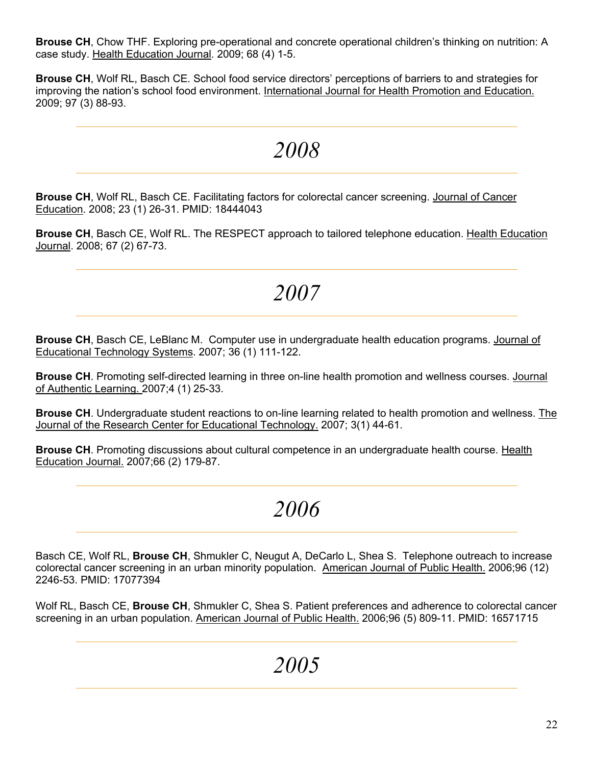**Brouse CH**, Chow THF. Exploring pre-operational and concrete operational children's thinking on nutrition: A case study. Health Education Journal. 2009; 68 (4) 1-5.

**Brouse CH**, Wolf RL, Basch CE. School food service directors' perceptions of barriers to and strategies for improving the nation's school food environment. International Journal for Health Promotion and Education. 2009; 97 (3) 88-93.

## *2008*

**Brouse CH**, Wolf RL, Basch CE. Facilitating factors for colorectal cancer screening. Journal of Cancer Education. 2008; 23 (1) 26-31. PMID: 18444043

**Brouse CH**, Basch CE, Wolf RL. The RESPECT approach to tailored telephone education. Health Education Journal. 2008; 67 (2) 67-73.

## *2007*

**Brouse CH**, Basch CE, LeBlanc M. Computer use in undergraduate health education programs. Journal of Educational Technology Systems. 2007; 36 (1) 111-122.

**Brouse CH**. Promoting self-directed learning in three on-line health promotion and wellness courses. Journal of Authentic Learning. 2007;4 (1) 25-33.

**Brouse CH**. Undergraduate student reactions to on-line learning related to health promotion and wellness. The Journal of the Research Center for Educational Technology. 2007; 3(1) 44-61.

**Brouse CH**. Promoting discussions about cultural competence in an undergraduate health course. Health Education Journal. 2007;66 (2) 179-87.

## *2006*

Basch CE, Wolf RL, **Brouse CH**, Shmukler C, Neugut A, DeCarlo L, Shea S. Telephone outreach to increase colorectal cancer screening in an urban minority population. American Journal of Public Health. 2006;96 (12) 2246-53. PMID: 17077394

Wolf RL, Basch CE, **Brouse CH**, Shmukler C, Shea S. Patient preferences and adherence to colorectal cancer screening in an urban population. American Journal of Public Health. 2006;96 (5) 809-11. PMID: 16571715

## *2005*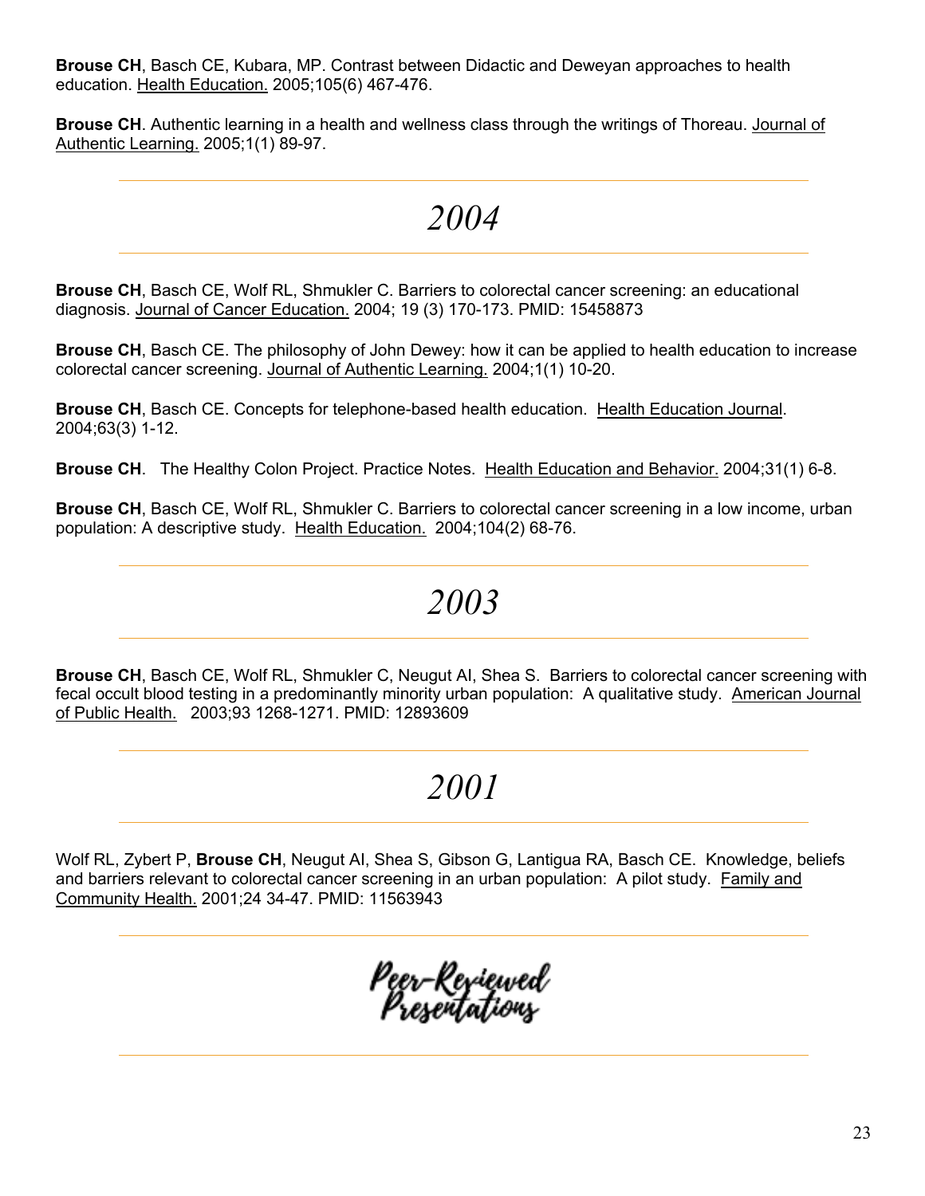**Brouse CH**, Basch CE, Kubara, MP. Contrast between Didactic and Deweyan approaches to health education. Health Education. 2005;105(6) 467-476.

**Brouse CH**. Authentic learning in a health and wellness class through the writings of Thoreau. Journal of Authentic Learning. 2005;1(1) 89-97.

## *2004*

**Brouse CH**, Basch CE, Wolf RL, Shmukler C. Barriers to colorectal cancer screening: an educational diagnosis. Journal of Cancer Education. 2004; 19 (3) 170-173. PMID: 15458873

**Brouse CH**, Basch CE. The philosophy of John Dewey: how it can be applied to health education to increase colorectal cancer screening. Journal of Authentic Learning. 2004;1(1) 10-20.

**Brouse CH**, Basch CE. Concepts for telephone-based health education. Health Education Journal. 2004;63(3) 1-12.

**Brouse CH**. The Healthy Colon Project. Practice Notes. Health Education and Behavior. 2004;31(1) 6-8.

**Brouse CH**, Basch CE, Wolf RL, Shmukler C. Barriers to colorectal cancer screening in a low income, urban population: A descriptive study. Health Education. 2004;104(2) 68-76.

## *2003*

**Brouse CH**, Basch CE, Wolf RL, Shmukler C, Neugut AI, Shea S. Barriers to colorectal cancer screening with fecal occult blood testing in a predominantly minority urban population: A qualitative study. American Journal of Public Health. 2003;93 1268-1271. PMID: 12893609

## *2001*

Wolf RL, Zybert P, **Brouse CH**, Neugut AI, Shea S, Gibson G, Lantigua RA, Basch CE. Knowledge, beliefs and barriers relevant to colorectal cancer screening in an urban population: A pilot study. Family and Community Health. 2001;24 34-47. PMID: 11563943

## Peer-Reviewed Presentations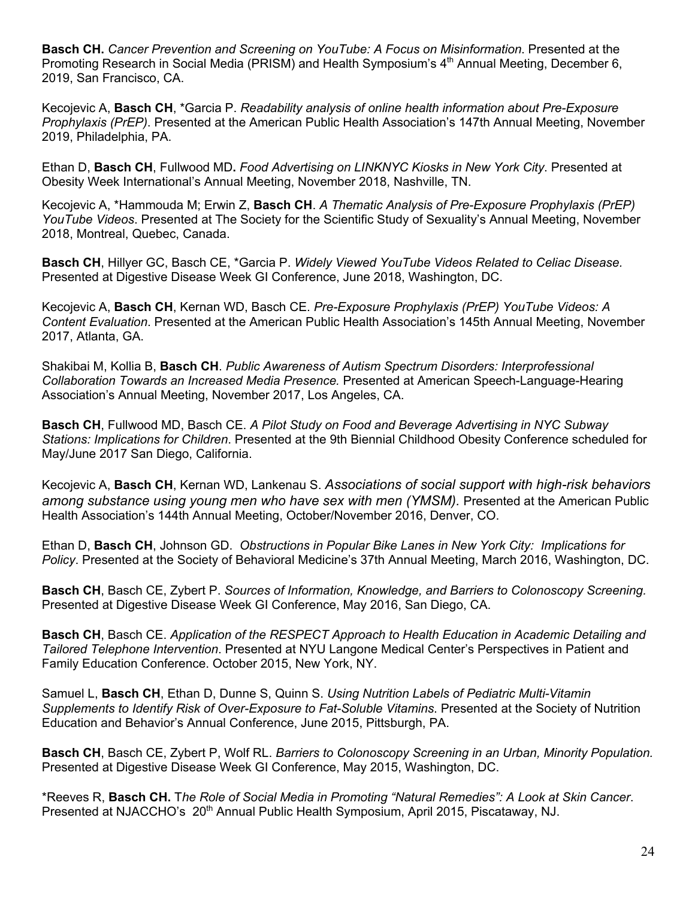**Basch CH.** *Cancer Prevention and Screening on YouTube: A Focus on Misinformation*. Presented at the Promoting Research in Social Media (PRISM) and Health Symposium's 4th Annual Meeting, December 6, 2019, San Francisco, CA.

Kecojevic A, **Basch CH**, *Garcia P. *Readability analysis of online health information about Pre-Exposure Prophylaxis (PrEP)*. Presented at the American Public Health Association's 147th Annual Meeting, November 2019, Philadelphia, PA.

Ethan D, **Basch CH**, Fullwood MD**.** *Food Advertising on LINKNYC Kiosks in New York City*. Presented at Obesity Week International's Annual Meeting, November 2018, Nashville, TN.

Kecojevic A, *Hammouda M; Erwin Z, **Basch CH**. *A Thematic Analysis of Pre-Exposure Prophylaxis (PrEP) YouTube Videos*. Presented at The Society for the Scientific Study of Sexuality's Annual Meeting, November 2018, Montreal, Quebec, Canada.

**Basch CH**, Hillyer GC, Basch CE, *Garcia P. *Widely Viewed YouTube Videos Related to Celiac Disease.* Presented at Digestive Disease Week GI Conference, June 2018, Washington, DC.

Kecojevic A, **Basch CH**, Kernan WD, Basch CE. *Pre-Exposure Prophylaxis (PrEP) YouTube Videos: A Content Evaluation*. Presented at the American Public Health Association's 145th Annual Meeting, November 2017, Atlanta, GA.

Shakibai M, Kollia B, **Basch CH**. *Public Awareness of Autism Spectrum Disorders: Interprofessional Collaboration Towards an Increased Media Presence.* Presented at American Speech-Language-Hearing Association's Annual Meeting, November 2017, Los Angeles, CA.

**Basch CH**, Fullwood MD, Basch CE. *A Pilot Study on Food and Beverage Advertising in NYC Subway Stations: Implications for Children*. Presented at the 9th Biennial Childhood Obesity Conference scheduled for May/June 2017 San Diego, California.

Kecojevic A, **Basch CH**, Kernan WD, Lankenau S. *Associations of social support with high-risk behaviors among substance using young men who have sex with men (YMSM).* Presented at the American Public Health Association's 144th Annual Meeting, October/November 2016, Denver, CO.

Ethan D, **Basch CH**, Johnson GD. *Obstructions in Popular Bike Lanes in New York City: Implications for Policy*. Presented at the Society of Behavioral Medicine's 37th Annual Meeting, March 2016, Washington, DC.

**Basch CH**, Basch CE, Zybert P. *Sources of Information, Knowledge, and Barriers to Colonoscopy Screening.* Presented at Digestive Disease Week GI Conference, May 2016, San Diego, CA.

**Basch CH**, Basch CE. *Application of the RESPECT Approach to Health Education in Academic Detailing and Tailored Telephone Intervention.* Presented at NYU Langone Medical Center's Perspectives in Patient and Family Education Conference. October 2015, New York, NY.

Samuel L, **Basch CH**, Ethan D, Dunne S, Quinn S. *Using Nutrition Labels of Pediatric Multi-Vitamin Supplements to Identify Risk of Over-Exposure to Fat-Soluble Vitamins*. Presented at the Society of Nutrition Education and Behavior's Annual Conference, June 2015, Pittsburgh, PA.

**Basch CH**, Basch CE, Zybert P, Wolf RL. *Barriers to Colonoscopy Screening in an Urban, Minority Population.* Presented at Digestive Disease Week GI Conference, May 2015, Washington, DC.

*Reeves R, **Basch CH.** *The Role of Social Media in Promoting "Natural Remedies": A Look at Skin Cancer*. Presented at NJACCHO's 20th Annual Public Health Symposium, April 2015, Piscataway, NJ.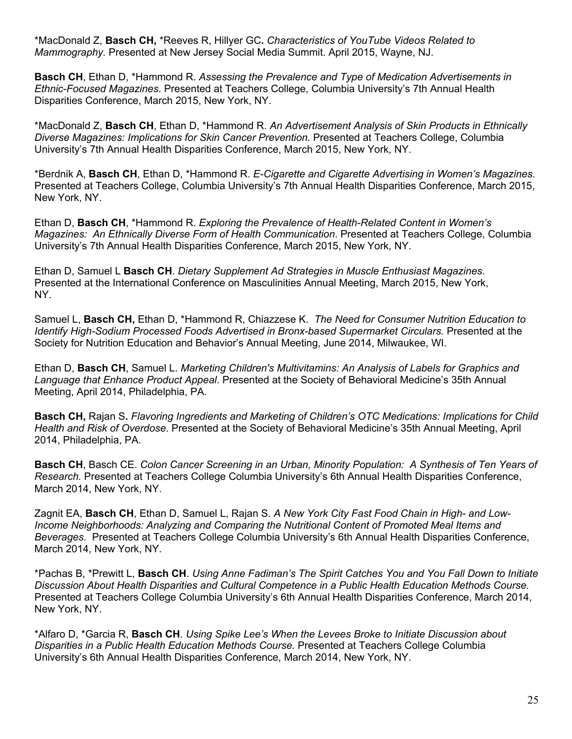*MacDonald Z, **Basch CH,** *Reeves R, Hillyer GC**.** *Characteristics of YouTube Videos Related to Mammography.* Presented at New Jersey Social Media Summit. April 2015, Wayne, NJ.

**Basch CH**, Ethan D, *Hammond R. *Assessing the Prevalence and Type of Medication Advertisements in Ethnic-Focused Magazines*. Presented at Teachers College, Columbia University's 7th Annual Health Disparities Conference, March 2015, New York, NY.

*MacDonald Z, **Basch CH**, Ethan D, *Hammond R. *An Advertisement Analysis of Skin Products in Ethnically Diverse Magazines: Implications for Skin Cancer Prevention*. Presented at Teachers College, Columbia University's 7th Annual Health Disparities Conference, March 2015, New York, NY.

*Berdnik A, **Basch CH**, Ethan D, *Hammond R. *E-Cigarette and Cigarette Advertising in Women's Magazines*. Presented at Teachers College, Columbia University's 7th Annual Health Disparities Conference, March 2015, New York, NY.

Ethan D, **Basch CH**, *Hammond R. *Exploring the Prevalence of Health-Related Content in Women's Magazines: An Ethnically Diverse Form of Health Communication*. Presented at Teachers College, Columbia University's 7th Annual Health Disparities Conference, March 2015, New York, NY.

Ethan D, Samuel L **Basch CH**. *Dietary Supplement Ad Strategies in Muscle Enthusiast Magazines*. Presented at the International Conference on Masculinities Annual Meeting, March 2015, New York, NY.

Samuel L, **Basch CH,** Ethan D, *Hammond R, Chiazzese K. *The Need for Consumer Nutrition Education to Identify High-Sodium Processed Foods Advertised in Bronx-based Supermarket Circulars.* Presented at the Society for Nutrition Education and Behavior's Annual Meeting, June 2014, Milwaukee, WI.

Ethan D, **Basch CH**, Samuel L. *Marketing Children's Multivitamins: An Analysis of Labels for Graphics and Language that Enhance Product Appeal*. Presented at the Society of Behavioral Medicine's 35th Annual Meeting, April 2014, Philadelphia, PA.

**Basch CH,** Rajan S**.** *Flavoring Ingredients and Marketing of Children's OTC Medications: Implications for Child Health and Risk of Overdose*. Presented at the Society of Behavioral Medicine's 35th Annual Meeting, April 2014, Philadelphia, PA.

**Basch CH**, Basch CE. *Colon Cancer Screening in an Urban, Minority Population: A Synthesis of Ten Years of Research.* Presented at Teachers College Columbia University's 6th Annual Health Disparities Conference, March 2014, New York, NY.

Zagnit EA, **Basch CH**, Ethan D, Samuel L, Rajan S. *A New York City Fast Food Chain in High- and Low-Income Neighborhoods: Analyzing and Comparing the Nutritional Content of Promoted Meal Items and Beverages*. Presented at Teachers College Columbia University's 6th Annual Health Disparities Conference, March 2014, New York, NY.

*Pachas B, *Prewitt L, **Basch CH**. *Using Anne Fadiman's The Spirit Catches You and You Fall Down to Initiate Discussion About Health Disparities and Cultural Competence in a Public Health Education Methods Course.* Presented at Teachers College Columbia University's 6th Annual Health Disparities Conference, March 2014, New York, NY.

*Alfaro D, *Garcia R, **Basch CH**. *Using Spike Lee's When the Levees Broke to Initiate Discussion about Disparities in a Public Health Education Methods Course.* Presented at Teachers College Columbia University's 6th Annual Health Disparities Conference, March 2014, New York, NY.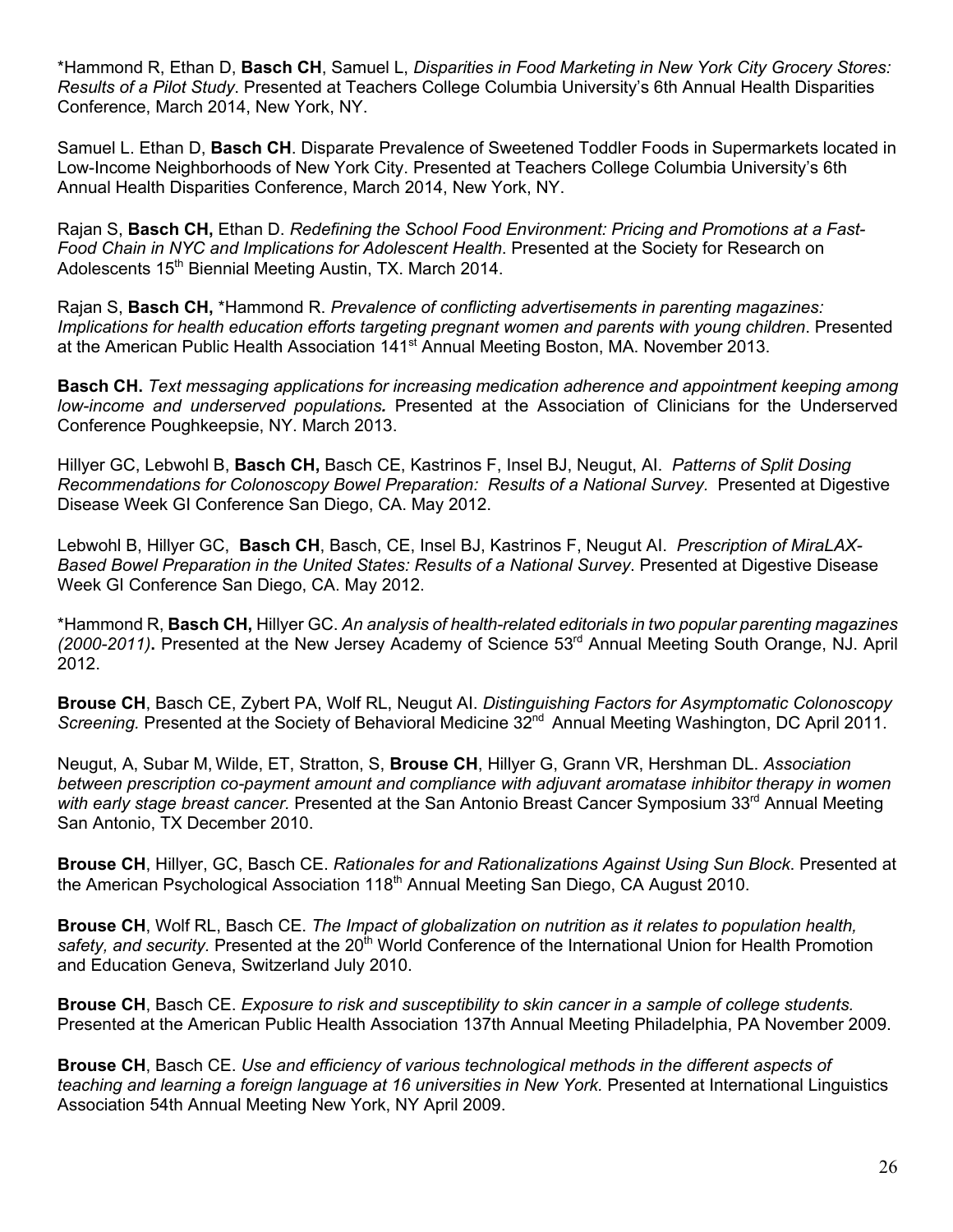*Hammond R, Ethan D, **Basch CH**, Samuel L, *Disparities in Food Marketing in New York City Grocery Stores: Results of a Pilot Study*. Presented at Teachers College Columbia University's 6th Annual Health Disparities Conference, March 2014, New York, NY.

Samuel L. Ethan D, **Basch CH**. Disparate Prevalence of Sweetened Toddler Foods in Supermarkets located in Low-Income Neighborhoods of New York City. Presented at Teachers College Columbia University's 6th Annual Health Disparities Conference, March 2014, New York, NY.

Rajan S, **Basch CH,** Ethan D. *Redefining the School Food Environment: Pricing and Promotions at a Fast-Food Chain in NYC and Implications for Adolescent Health*. Presented at the Society for Research on Adolescents 15th Biennial Meeting Austin, TX. March 2014.

Rajan S, **Basch CH,** *Hammond R. *Prevalence of conflicting advertisements in parenting magazines: Implications for health education efforts targeting pregnant women and parents with young children*. Presented at the American Public Health Association 141st Annual Meeting Boston, MA. November 2013.

**Basch CH.** *Text messaging applications for increasing medication adherence and appointment keeping among low-income and underserved populations.* Presented at the Association of Clinicians for the Underserved Conference Poughkeepsie, NY. March 2013.

Hillyer GC, Lebwohl B, **Basch CH,** Basch CE, Kastrinos F, Insel BJ, Neugut, AI. *Patterns of Split Dosing Recommendations for Colonoscopy Bowel Preparation: Results of a National Survey*. Presented at Digestive Disease Week GI Conference San Diego, CA. May 2012.

Lebwohl B, Hillyer GC, **Basch CH**, Basch, CE, Insel BJ, Kastrinos F, Neugut AI. *Prescription of MiraLAX-Based Bowel Preparation in the United States: Results of a National Survey*. Presented at Digestive Disease Week GI Conference San Diego, CA. May 2012.

*Hammond R, **Basch CH,** Hillyer GC. *An analysis of health-related editorials in two popular parenting magazines (2000-2011)***.** Presented at the New Jersey Academy of Science 53rd Annual Meeting South Orange, NJ. April 2012.

**Brouse CH**, Basch CE, Zybert PA, Wolf RL, Neugut AI. *Distinguishing Factors for Asymptomatic Colonoscopy Screening.* Presented at the Society of Behavioral Medicine 32nd Annual Meeting Washington, DC April 2011.

Neugut, A, Subar M, Wilde, ET, Stratton, S, **Brouse CH**, Hillyer G, Grann VR, Hershman DL. *Association between prescription co-payment amount and compliance with adjuvant aromatase inhibitor therapy in women with early stage breast cancer.* Presented at the San Antonio Breast Cancer Symposium 33rd Annual Meeting San Antonio, TX December 2010.

**Brouse CH**, Hillyer, GC, Basch CE. *Rationales for and Rationalizations Against Using Sun Block*. Presented at the American Psychological Association 118th Annual Meeting San Diego, CA August 2010.

**Brouse CH**, Wolf RL, Basch CE. *The Impact of globalization on nutrition as it relates to population health, safety, and security.* Presented at the 20th World Conference of the International Union for Health Promotion and Education Geneva, Switzerland July 2010.

**Brouse CH**, Basch CE. *Exposure to risk and susceptibility to skin cancer in a sample of college students.* Presented at the American Public Health Association 137th Annual Meeting Philadelphia, PA November 2009.

**Brouse CH**, Basch CE. *Use and efficiency of various technological methods in the different aspects of teaching and learning a foreign language at 16 universities in New York.* Presented at International Linguistics Association 54th Annual Meeting New York, NY April 2009.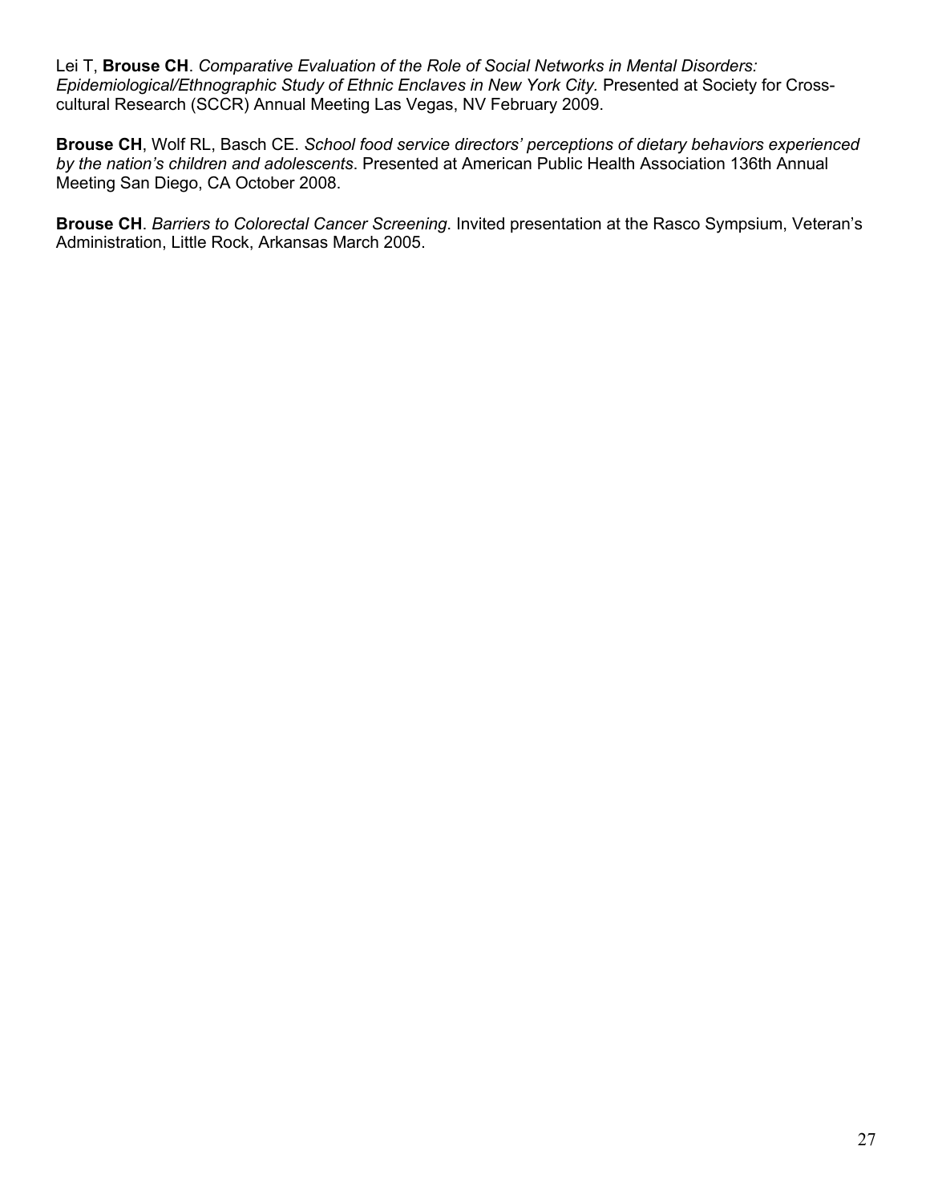Lei T, **Brouse CH**. *Comparative Evaluation of the Role of Social Networks in Mental Disorders: Epidemiological/Ethnographic Study of Ethnic Enclaves in New York City.* Presented at Society for Cross-cultural Research (SCCR) Annual Meeting Las Vegas, NV February 2009.

**Brouse CH**, Wolf RL, Basch CE. *School food service directors' perceptions of dietary behaviors experienced by the nation's children and adolescents*. Presented at American Public Health Association 136th Annual Meeting San Diego, CA October 2008.

**Brouse CH**. *Barriers to Colorectal Cancer Screening*. Invited presentation at the Rasco Sympsium, Veteran's Administration, Little Rock, Arkansas March 2005.